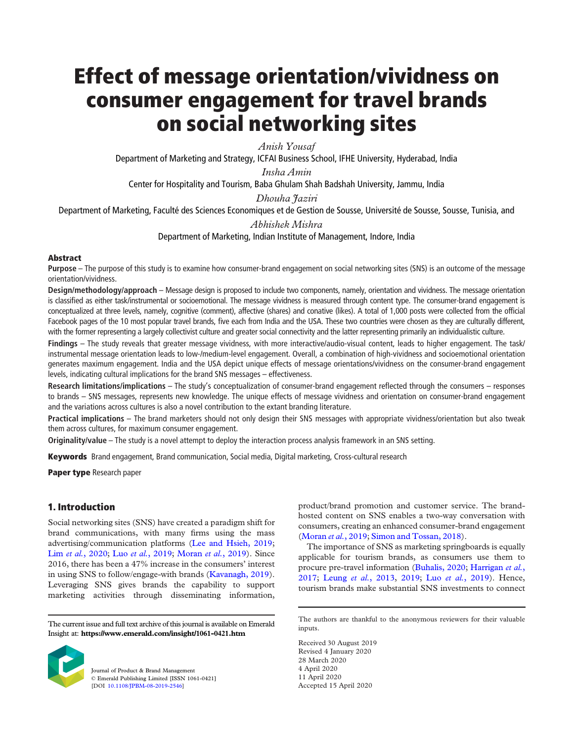# Effect of message orientation/vividness on consumer engagement for travel brands on social networking sites

*Anish Yousaf*

Department of Marketing and Strategy, ICFAI Business School, IFHE University, Hyderabad, India

*Insha Amin*

Center for Hospitality and Tourism, Baba Ghulam Shah Badshah University, Jammu, India

*Dhouha Jaziri*

Department of Marketing, Faculté des Sciences Economiques et de Gestion de Sousse, Université de Sousse, Sousse, Tunisia, and

*Abhishek Mishra*

Department of Marketing, Indian Institute of Management, Indore, India

## Abstract

**Purpose** – The purpose of this study is to examine how consumer-brand engagement on social networking sites (SNS) is an outcome of the message orientation/vividness.

**Design/methodology/approach** – Message design is proposed to include two components, namely, orientation and vividness. The message orientation is classified as either task/instrumental or socioemotional. The message vividness is measured through content type. The consumer-brand engagement is conceptualized at three levels, namely, cognitive (comment), affective (shares) and conative (likes). A total of 1,000 posts were collected from the official Facebook pages of the 10 most popular travel brands, five each from India and the USA. These two countries were chosen as they are culturally different, with the former representing a largely collectivist culture and greater social connectivity and the latter representing primarily an individualistic culture.

**Findings** – The study reveals that greater message vividness, with more interactive/audio-visual content, leads to higher engagement. The task/instrumental message orientation leads to low-/medium-level engagement. Overall, a combination of high-vividness and socioemotional orientation generates maximum engagement. India and the USA depict unique effects of message orientations/vividness on the consumer-brand engagement levels, indicating cultural implications for the brand SNS messages – effectiveness.

**Research limitations/implications** – The study's conceptualization of consumer-brand engagement reflected through the consumers – responses to brands – SNS messages, represents new knowledge. The unique effects of message vividness and orientation on consumer-brand engagement and the variations across cultures is also a novel contribution to the extant branding literature.

**Practical implications** – The brand marketers should not only design their SNS messages with appropriate vividness/orientation but also tweak them across cultures, for maximum consumer engagement.

**Originality/value** – The study is a novel attempt to deploy the interaction process analysis framework in an SNS setting.

**Keywords** Brand engagement, Brand communication, Social media, Digital marketing, Cross-cultural research

**Paper type** Research paper

## 1. Introduction

Social networking sites (SNS) have created a paradigm shift for brand communications, with many firms using the mass advertising/communication platforms (Lee and Hsieh, 2019; Lim *et al.*, 2020; Luo *et al.*, 2019; Moran *et al.*, 2019). Since 2016, there has been a 47% increase in the consumers' interest in using SNS to follow/engage-with brands (Kavanagh, 2019). Leveraging SNS gives brands the capability to support marketing activities through disseminating information, product/brand promotion and customer service. The brand-hosted content on SNS enables a two-way conversation with consumers, creating an enhanced consumer-brand engagement (Moran *et al.*, 2019; Simon and Tossan, 2018).

The importance of SNS as marketing springboards is equally applicable for tourism brands, as consumers use them to procure pre-travel information (Buhalis, 2020; Harrigan *et al.*, 2017; Leung *et al.*, 2013, 2019; Luo *et al.*, 2019). Hence, tourism brands make substantial SNS investments to connect

The current issue and full text archive of this journal is available on Emerald Insight at: **https://www.emerald.com/insight/1061-0421.htm**

Journal of Product & Brand Management
© Emerald Publishing Limited [ISSN 1061-0421]
[DOI 10.1108/JPBM-08-2019-2546]

The authors are thankful to the anonymous reviewers for their valuable inputs.

Received 30 August 2019
Revised 4 January 2020
28 March 2020
4 April 2020
11 April 2020
Accepted 15 April 2020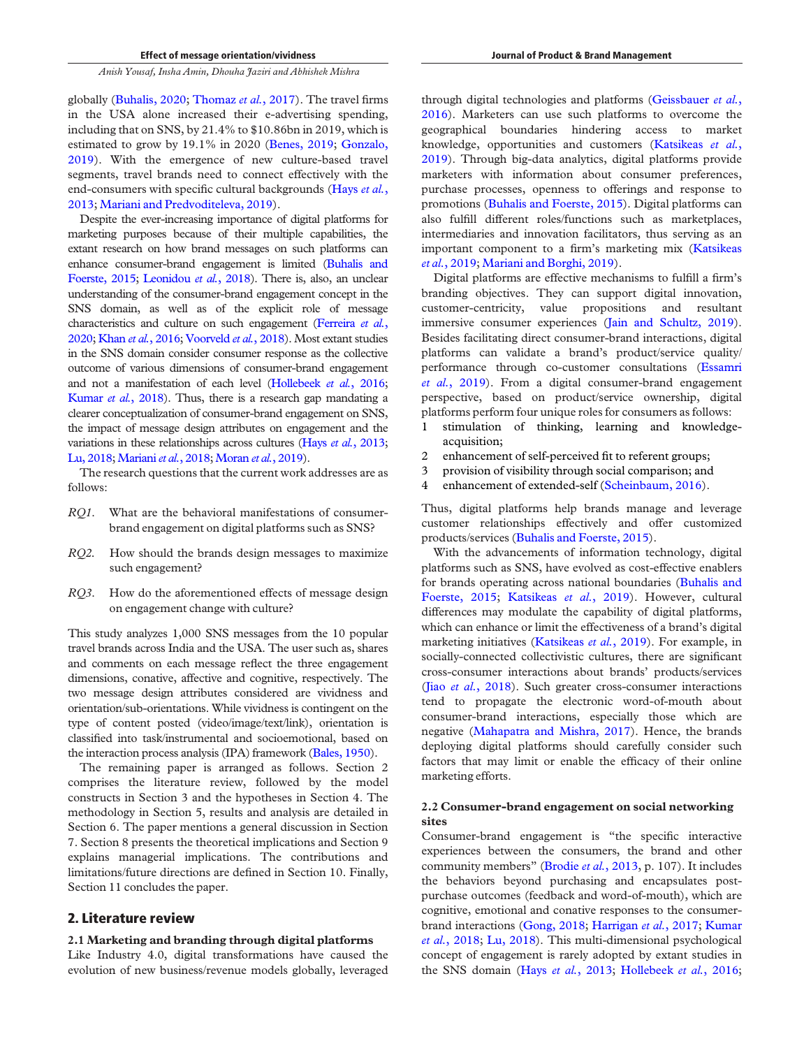globally (Buhalis, 2020; Thomaz *et al.*, 2017). The travel firms in the USA alone increased their e-advertising spending, including that on SNS, by 21.4% to $10.86bn in 2019, which is estimated to grow by 19.1% in 2020 (Benes, 2019; Gonzalo, 2019). With the emergence of new culture-based travel segments, travel brands need to connect effectively with the end-consumers with specific cultural backgrounds (Hays *et al.*, 2013; Mariani and Predvoditeleva, 2019).

Despite the ever-increasing importance of digital platforms for marketing purposes because of their multiple capabilities, the extant research on how brand messages on such platforms can enhance consumer-brand engagement is limited (Buhalis and Foerste, 2015; Leonidou *et al.*, 2018). There is, also, an unclear understanding of the consumer-brand engagement concept in the SNS domain, as well as of the explicit role of message characteristics and culture on such engagement (Ferreira *et al.*, 2020; Khan *et al.*, 2016; Voorveld *et al.*, 2018). Most extant studies in the SNS domain consider consumer response as the collective outcome of various dimensions of consumer-brand engagement and not a manifestation of each level (Hollebeek *et al.*, 2016; Kumar *et al.*, 2018). Thus, there is a research gap mandating a clearer conceptualization of consumer-brand engagement on SNS, the impact of message design attributes on engagement and the variations in these relationships across cultures (Hays *et al.*, 2013; Lu, 2018; Mariani *et al.*, 2018; Moran *et al.*, 2019).

The research questions that the current work addresses are as follows:

*RQ1.* What are the behavioral manifestations of consumer-brand engagement on digital platforms such as SNS?

*RQ2.* How should the brands design messages to maximize such engagement?

*RQ3.* How do the aforementioned effects of message design on engagement change with culture?

This study analyzes 1,000 SNS messages from the 10 popular travel brands across India and the USA. The user such as, shares and comments on each message reflect the three engagement dimensions, conative, affective and cognitive, respectively. The two message design attributes considered are vividness and orientation/sub-orientations. While vividness is contingent on the type of content posted (video/image/text/link), orientation is classified into task/instrumental and socioemotional, based on the interaction process analysis (IPA) framework (Bales, 1950).

The remaining paper is arranged as follows. Section 2 comprises the literature review, followed by the model constructs in Section 3 and the hypotheses in Section 4. The methodology in Section 5, results and analysis are detailed in Section 6. The paper mentions a general discussion in Section 7. Section 8 presents the theoretical implications and Section 9 explains managerial implications. The contributions and limitations/future directions are defined in Section 10. Finally, Section 11 concludes the paper.

## 2. Literature review

### 2.1 Marketing and branding through digital platforms

Like Industry 4.0, digital transformations have caused the evolution of new business/revenue models globally, leveraged through digital technologies and platforms (Geissbauer *et al.*, 2016). Marketers can use such platforms to overcome the geographical boundaries hindering access to market knowledge, opportunities and customers (Katsikeas *et al.*, 2019). Through big-data analytics, digital platforms provide marketers with information about consumer preferences, purchase processes, openness to offerings and response to promotions (Buhalis and Foerste, 2015). Digital platforms can also fulfill different roles/functions such as marketplaces, intermediaries and innovation facilitators, thus serving as an important component to a firm's marketing mix (Katsikeas *et al.*, 2019; Mariani and Borghi, 2019).

Digital platforms are effective mechanisms to fulfill a firm's branding objectives. They can support digital innovation, customer-centricity, value propositions and resultant immersive consumer experiences (Jain and Schultz, 2019). Besides facilitating direct consumer-brand interactions, digital platforms can validate a brand's product/service quality/performance through co-customer consultations (Essamri *et al.*, 2019). From a digital consumer-brand engagement perspective, based on product/service ownership, digital platforms perform four unique roles for consumers as follows:

1. stimulation of thinking, learning and knowledge-acquisition;
2. enhancement of self-perceived fit to referent groups;
3. provision of visibility through social comparison; and
4. enhancement of extended-self (Scheinbaum, 2016).

Thus, digital platforms help brands manage and leverage customer relationships effectively and offer customized products/services (Buhalis and Foerste, 2015).

With the advancements of information technology, digital platforms such as SNS, have evolved as cost-effective enablers for brands operating across national boundaries (Buhalis and Foerste, 2015; Katsikeas *et al.*, 2019). However, cultural differences may modulate the capability of digital platforms, which can enhance or limit the effectiveness of a brand's digital marketing initiatives (Katsikeas *et al.*, 2019). For example, in socially-connected collectivistic cultures, there are significant cross-consumer interactions about brands' products/services (Jiao *et al.*, 2018). Such greater cross-consumer interactions tend to propagate the electronic word-of-mouth about consumer-brand interactions, especially those which are negative (Mahapatra and Mishra, 2017). Hence, the brands deploying digital platforms should carefully consider such factors that may limit or enable the efficacy of their online marketing efforts.

### 2.2 Consumer-brand engagement on social networking sites

Consumer-brand engagement is "the specific interactive experiences between the consumers, the brand and other community members" (Brodie *et al.*, 2013, p. 107). It includes the behaviors beyond purchasing and encapsulates post-purchase outcomes (feedback and word-of-mouth), which are cognitive, emotional and conative responses to the consumer-brand interactions (Gong, 2018; Harrigan *et al.*, 2017; Kumar *et al.*, 2018; Lu, 2018). This multi-dimensional psychological concept of engagement is rarely adopted by extant studies in the SNS domain (Hays *et al.*, 2013; Hollebeek *et al.*, 2016;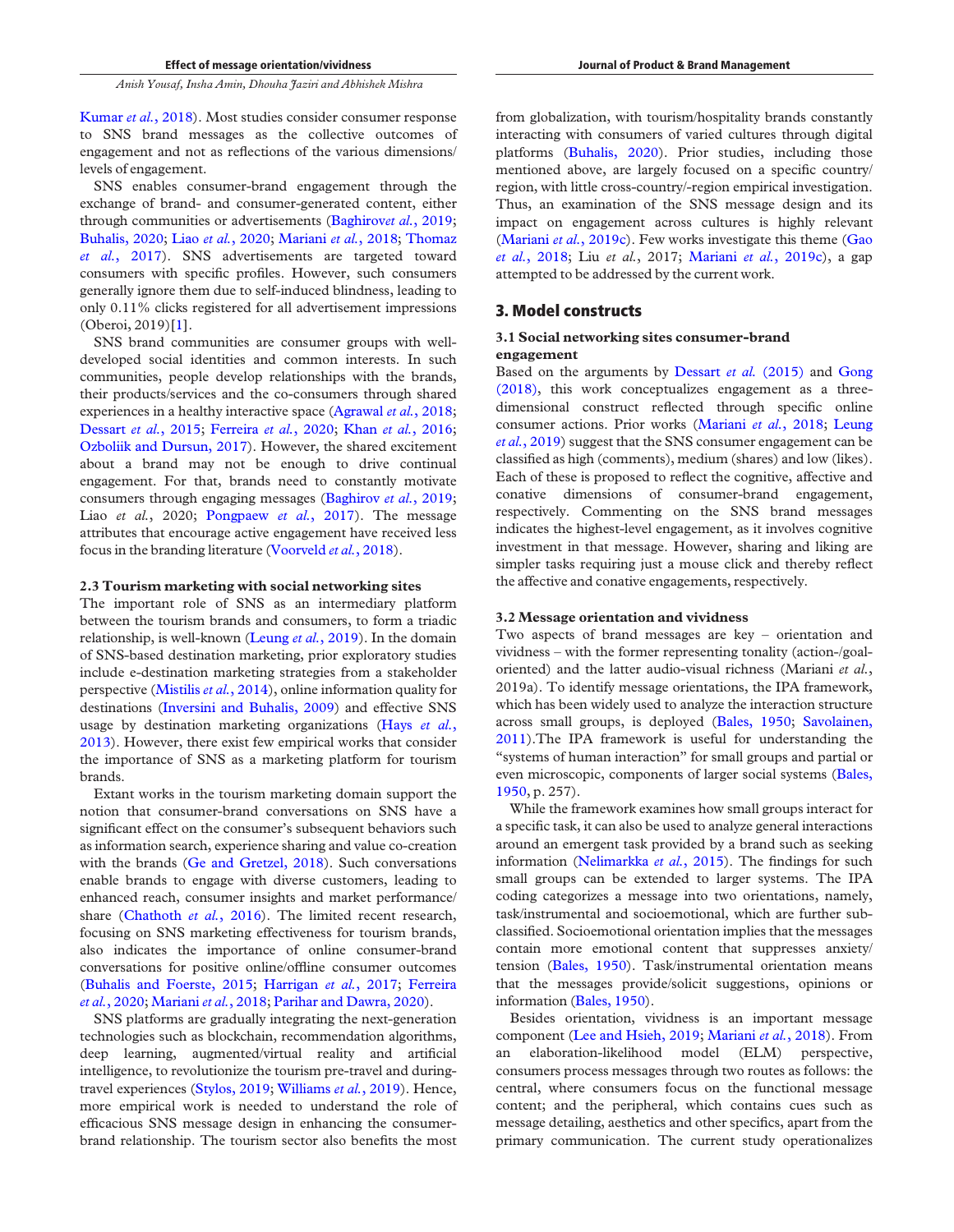Kumar *et al.*, 2018). Most studies consider consumer response to SNS brand messages as the collective outcomes of engagement and not as reflections of the various dimensions/ levels of engagement.

SNS enables consumer-brand engagement through the exchange of brand- and consumer-generated content, either through communities or advertisements (Baghirov*et al.*, 2019; Buhalis, 2020; Liao *et al.*, 2020; Mariani *et al.*, 2018; Thomaz *et al.*, 2017). SNS advertisements are targeted toward consumers with specific profiles. However, such consumers generally ignore them due to self-induced blindness, leading to only 0.11% clicks registered for all advertisement impressions (Oberoi, 2019)[1].

SNS brand communities are consumer groups with well-developed social identities and common interests. In such communities, people develop relationships with the brands, their products/services and the co-consumers through shared experiences in a healthy interactive space (Agrawal *et al.*, 2018; Dessart *et al.*, 2015; Ferreira *et al.*, 2020; Khan *et al.*, 2016; Ozboliik and Dursun, 2017). However, the shared excitement about a brand may not be enough to drive continual engagement. For that, brands need to constantly motivate consumers through engaging messages (Baghirov *et al.*, 2019; Liao *et al.*, 2020; Pongpaew *et al.*, 2017). The message attributes that encourage active engagement have received less focus in the branding literature (Voorveld *et al.*, 2018).

### 2.3 Tourism marketing with social networking sites

The important role of SNS as an intermediary platform between the tourism brands and consumers, to form a triadic relationship, is well-known (Leung *et al.*, 2019). In the domain of SNS-based destination marketing, prior exploratory studies include e-destination marketing strategies from a stakeholder perspective (Mistilis *et al.*, 2014), online information quality for destinations (Inversini and Buhalis, 2009) and effective SNS usage by destination marketing organizations (Hays *et al.*, 2013). However, there exist few empirical works that consider the importance of SNS as a marketing platform for tourism brands.

Extant works in the tourism marketing domain support the notion that consumer-brand conversations on SNS have a significant effect on the consumer's subsequent behaviors such as information search, experience sharing and value co-creation with the brands (Ge and Gretzel, 2018). Such conversations enable brands to engage with diverse customers, leading to enhanced reach, consumer insights and market performance/ share (Chathoth *et al.*, 2016). The limited recent research, focusing on SNS marketing effectiveness for tourism brands, also indicates the importance of online consumer-brand conversations for positive online/offline consumer outcomes (Buhalis and Foerste, 2015; Harrigan *et al.*, 2017; Ferreira *et al.*, 2020; Mariani *et al.*, 2018; Parihar and Dawra, 2020).

SNS platforms are gradually integrating the next-generation technologies such as blockchain, recommendation algorithms, deep learning, augmented/virtual reality and artificial intelligence, to revolutionize the tourism pre-travel and during-travel experiences (Stylos, 2019; Williams *et al.*, 2019). Hence, more empirical work is needed to understand the role of efficacious SNS message design in enhancing the consumer-brand relationship. The tourism sector also benefits the most from globalization, with tourism/hospitality brands constantly interacting with consumers of varied cultures through digital platforms (Buhalis, 2020). Prior studies, including those mentioned above, are largely focused on a specific country/ region, with little cross-country/-region empirical investigation. Thus, an examination of the SNS message design and its impact on engagement across cultures is highly relevant (Mariani *et al.*, 2019c). Few works investigate this theme (Gao *et al.*, 2018; Liu *et al.*, 2017; Mariani *et al.*, 2019c), a gap attempted to be addressed by the current work.

## 3. Model constructs

### 3.1 Social networking sites consumer-brand engagement

Based on the arguments by Dessart *et al.* (2015) and Gong (2018), this work conceptualizes engagement as a three-dimensional construct reflected through specific online consumer actions. Prior works (Mariani *et al.*, 2018; Leung *et al.*, 2019) suggest that the SNS consumer engagement can be classified as high (comments), medium (shares) and low (likes). Each of these is proposed to reflect the cognitive, affective and conative dimensions of consumer-brand engagement, respectively. Commenting on the SNS brand messages indicates the highest-level engagement, as it involves cognitive investment in that message. However, sharing and liking are simpler tasks requiring just a mouse click and thereby reflect the affective and conative engagements, respectively.

### 3.2 Message orientation and vividness

Two aspects of brand messages are key – orientation and vividness – with the former representing tonality (action-/goal-oriented) and the latter audio-visual richness (Mariani *et al.*, 2019a). To identify message orientations, the IPA framework, which has been widely used to analyze the interaction structure across small groups, is deployed (Bales, 1950; Savolainen, 2011).The IPA framework is useful for understanding the "systems of human interaction" for small groups and partial or even microscopic, components of larger social systems (Bales, 1950, p. 257).

While the framework examines how small groups interact for a specific task, it can also be used to analyze general interactions around an emergent task provided by a brand such as seeking information (Nelimarkka *et al.*, 2015). The findings for such small groups can be extended to larger systems. The IPA coding categorizes a message into two orientations, namely, task/instrumental and socioemotional, which are further sub-classified. Socioemotional orientation implies that the messages contain more emotional content that suppresses anxiety/ tension (Bales, 1950). Task/instrumental orientation means that the messages provide/solicit suggestions, opinions or information (Bales, 1950).

Besides orientation, vividness is an important message component (Lee and Hsieh, 2019; Mariani *et al.*, 2018). From an elaboration-likelihood model (ELM) perspective, consumers process messages through two routes as follows: the central, where consumers focus on the functional message content; and the peripheral, which contains cues such as message detailing, aesthetics and other specifics, apart from the primary communication. The current study operationalizes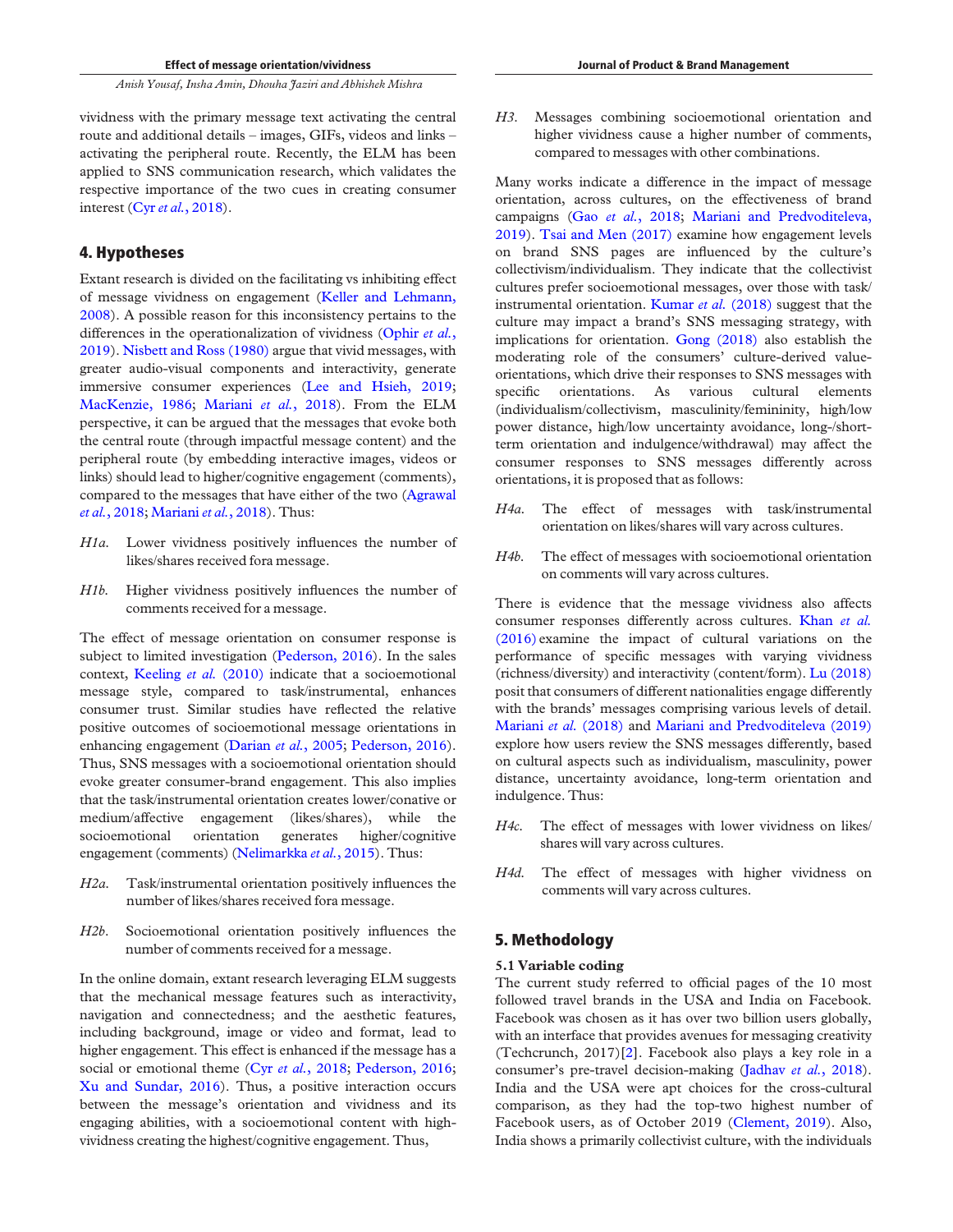vividness with the primary message text activating the central route and additional details – images, GIFs, videos and links – activating the peripheral route. Recently, the ELM has been applied to SNS communication research, which validates the respective importance of the two cues in creating consumer interest (Cyr *et al.*, 2018).

## 4. Hypotheses

Extant research is divided on the facilitating vs inhibiting effect of message vividness on engagement (Keller and Lehmann, 2008). A possible reason for this inconsistency pertains to the differences in the operationalization of vividness (Ophir *et al.*, 2019). Nisbett and Ross (1980) argue that vivid messages, with greater audio-visual components and interactivity, generate immersive consumer experiences (Lee and Hsieh, 2019; MacKenzie, 1986; Mariani *et al.*, 2018). From the ELM perspective, it can be argued that the messages that evoke both the central route (through impactful message content) and the peripheral route (by embedding interactive images, videos or links) should lead to higher/cognitive engagement (comments), compared to the messages that have either of the two (Agrawal *et al.*, 2018; Mariani *et al.*, 2018). Thus:

*H1a.* Lower vividness positively influences the number of likes/shares received fora message.

*H1b.* Higher vividness positively influences the number of comments received for a message.

The effect of message orientation on consumer response is subject to limited investigation (Pederson, 2016). In the sales context, Keeling *et al.* (2010) indicate that a socioemotional message style, compared to task/instrumental, enhances consumer trust. Similar studies have reflected the relative positive outcomes of socioemotional message orientations in enhancing engagement (Darian *et al.*, 2005; Pederson, 2016). Thus, SNS messages with a socioemotional orientation should evoke greater consumer-brand engagement. This also implies that the task/instrumental orientation creates lower/conative or medium/affective engagement (likes/shares), while the socioemotional orientation generates higher/cognitive engagement (comments) (Nelimarkka *et al.*, 2015). Thus:

*H2a.* Task/instrumental orientation positively influences the number of likes/shares received fora message.

*H2b.* Socioemotional orientation positively influences the number of comments received for a message.

In the online domain, extant research leveraging ELM suggests that the mechanical message features such as interactivity, navigation and connectedness; and the aesthetic features, including background, image or video and format, lead to higher engagement. This effect is enhanced if the message has a social or emotional theme (Cyr *et al.*, 2018; Pederson, 2016; Xu and Sundar, 2016). Thus, a positive interaction occurs between the message's orientation and vividness and its engaging abilities, with a socioemotional content with high-vividness creating the highest/cognitive engagement. Thus,

*H3.* Messages combining socioemotional orientation and higher vividness cause a higher number of comments, compared to messages with other combinations.

Many works indicate a difference in the impact of message orientation, across cultures, on the effectiveness of brand campaigns (Gao *et al.*, 2018; Mariani and Predvoditeleva, 2019). Tsai and Men (2017) examine how engagement levels on brand SNS pages are influenced by the culture's collectivism/individualism. They indicate that the collectivist cultures prefer socioemotional messages, over those with task/instrumental orientation. Kumar *et al.* (2018) suggest that the culture may impact a brand's SNS messaging strategy, with implications for orientation. Gong (2018) also establish the moderating role of the consumers' culture-derived value-orientations, which drive their responses to SNS messages with specific orientations. As various cultural elements (individualism/collectivism, masculinity/femininity, high/low power distance, high/low uncertainty avoidance, long-/short-term orientation and indulgence/withdrawal) may affect the consumer responses to SNS messages differently across orientations, it is proposed that as follows:

*H4a.* The effect of messages with task/instrumental orientation on likes/shares will vary across cultures.

*H4b.* The effect of messages with socioemotional orientation on comments will vary across cultures.

There is evidence that the message vividness also affects consumer responses differently across cultures. Khan *et al.* (2016) examine the impact of cultural variations on the performance of specific messages with varying vividness (richness/diversity) and interactivity (content/form). Lu (2018) posit that consumers of different nationalities engage differently with the brands' messages comprising various levels of detail. Mariani *et al.* (2018) and Mariani and Predvoditeleva (2019) explore how users review the SNS messages differently, based on cultural aspects such as individualism, masculinity, power distance, uncertainty avoidance, long-term orientation and indulgence. Thus:

*H4c.* The effect of messages with lower vividness on likes/shares will vary across cultures.

*H4d.* The effect of messages with higher vividness on comments will vary across cultures.

## 5. Methodology

### 5.1 Variable coding

The current study referred to official pages of the 10 most followed travel brands in the USA and India on Facebook. Facebook was chosen as it has over two billion users globally, with an interface that provides avenues for messaging creativity (Techcrunch, 2017)[2]. Facebook also plays a key role in a consumer's pre-travel decision-making (Jadhav *et al.*, 2018). India and the USA were apt choices for the cross-cultural comparison, as they had the top-two highest number of Facebook users, as of October 2019 (Clement, 2019). Also, India shows a primarily collectivist culture, with the individuals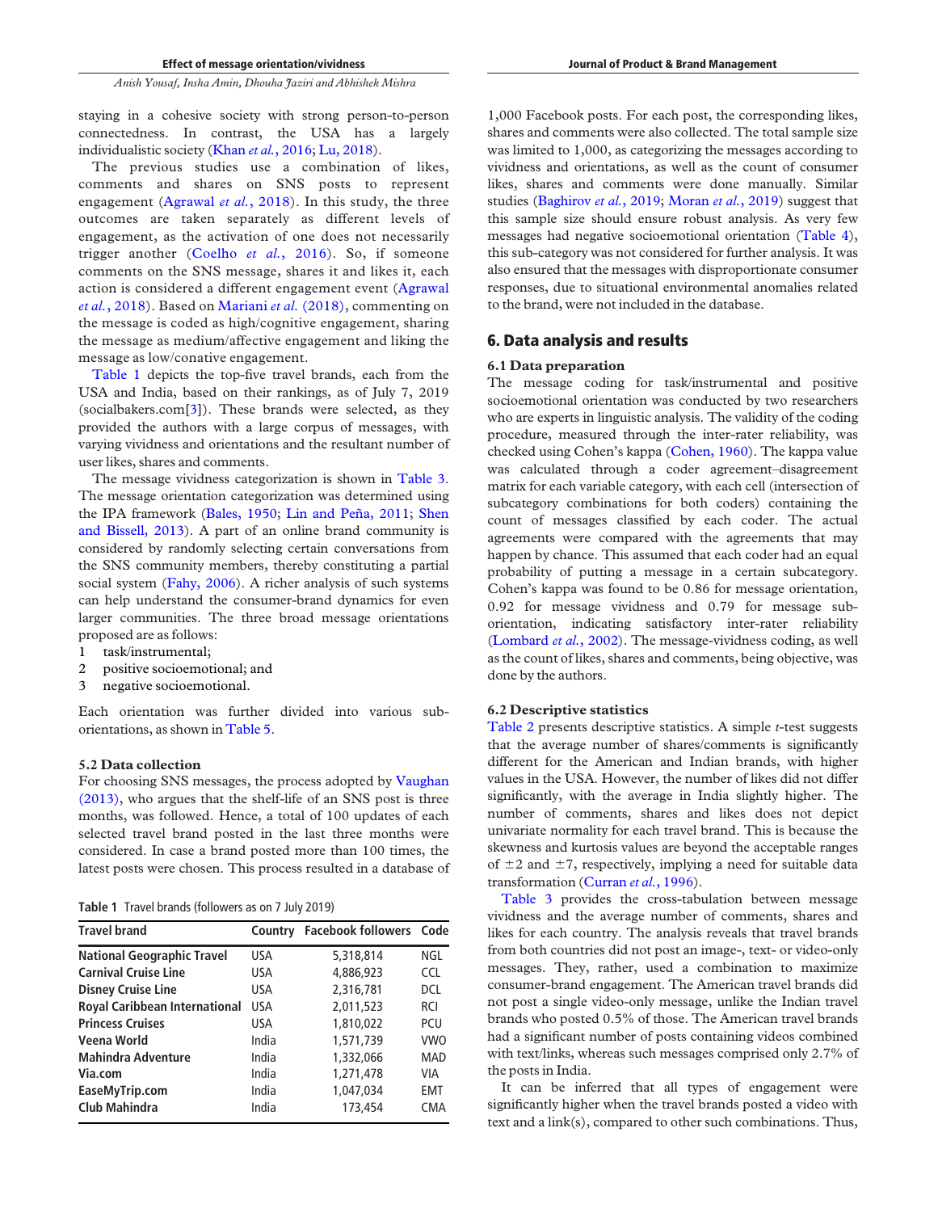staying in a cohesive society with strong person-to-person connectedness. In contrast, the USA has a largely individualistic society (Khan *et al.*, 2016; Lu, 2018).

The previous studies use a combination of likes, comments and shares on SNS posts to represent engagement (Agrawal *et al.*, 2018). In this study, the three outcomes are taken separately as different levels of engagement, as the activation of one does not necessarily trigger another (Coelho *et al.*, 2016). So, if someone comments on the SNS message, shares it and likes it, each action is considered a different engagement event (Agrawal *et al.*, 2018). Based on Mariani *et al.* (2018), commenting on the message is coded as high/cognitive engagement, sharing the message as medium/affective engagement and liking the message as low/conative engagement.

Table 1 depicts the top-five travel brands, each from the USA and India, based on their rankings, as of July 7, 2019 (socialbakers.com[3]). These brands were selected, as they provided the authors with a large corpus of messages, with varying vividness and orientations and the resultant number of user likes, shares and comments.

The message vividness categorization is shown in Table 3. The message orientation categorization was determined using the IPA framework (Bales, 1950; Lin and Peña, 2011; Shen and Bissell, 2013). A part of an online brand community is considered by randomly selecting certain conversations from the SNS community members, thereby constituting a partial social system (Fahy, 2006). A richer analysis of such systems can help understand the consumer-brand dynamics for even larger communities. The three broad message orientations proposed are as follows:

1 task/instrumental;
2 positive socioemotional; and
3 negative socioemotional.

Each orientation was further divided into various sub-orientations, as shown in Table 5.

### 5.2 Data collection

For choosing SNS messages, the process adopted by Vaughan (2013), who argues that the shelf-life of an SNS post is three months, was followed. Hence, a total of 100 updates of each selected travel brand posted in the last three months were considered. In case a brand posted more than 100 times, the latest posts were chosen. This process resulted in a database of 1,000 Facebook posts. For each post, the corresponding likes, shares and comments were also collected. The total sample size was limited to 1,000, as categorizing the messages according to vividness and orientations, as well as the count of consumer likes, shares and comments were done manually. Similar studies (Baghirov *et al.*, 2019; Moran *et al.*, 2019) suggest that this sample size should ensure robust analysis. As very few messages had negative socioemotional orientation (Table 4), this sub-category was not considered for further analysis. It was also ensured that the messages with disproportionate consumer responses, due to situational environmental anomalies related to the brand, were not included in the database.

**Table 1** Travel brands (followers as on 7 July 2019)

| Travel brand | Country | Facebook followers | Code |
|---|---|---|---|
| National Geographic Travel | USA | 5,318,814 | NGL |
| Carnival Cruise Line | USA | 4,886,923 | CCL |
| Disney Cruise Line | USA | 2,316,781 | DCL |
| Royal Caribbean International | USA | 2,011,523 | RCI |
| Princess Cruises | USA | 1,810,022 | PCU |
| Veena World | India | 1,571,739 | VWO |
| Mahindra Adventure | India | 1,332,066 | MAD |
| Via.com | India | 1,271,478 | VIA |
| EaseMyTrip.com | India | 1,047,034 | EMT |
| Club Mahindra | India | 173,454 | CMA |

## 6. Data analysis and results

### 6.1 Data preparation

The message coding for task/instrumental and positive socioemotional orientation was conducted by two researchers who are experts in linguistic analysis. The validity of the coding procedure, measured through the inter-rater reliability, was checked using Cohen's kappa (Cohen, 1960). The kappa value was calculated through a coder agreement–disagreement matrix for each variable category, with each cell (intersection of subcategory combinations for both coders) containing the count of messages classified by each coder. The actual agreements were compared with the agreements that may happen by chance. This assumed that each coder had an equal probability of putting a message in a certain subcategory. Cohen's kappa was found to be 0.86 for message orientation, 0.92 for message vividness and 0.79 for message sub-orientation, indicating satisfactory inter-rater reliability (Lombard *et al.*, 2002). The message-vividness coding, as well as the count of likes, shares and comments, being objective, was done by the authors.

### 6.2 Descriptive statistics

Table 2 presents descriptive statistics. A simple *t*-test suggests that the average number of shares/comments is significantly different for the American and Indian brands, with higher values in the USA. However, the number of likes did not differ significantly, with the average in India slightly higher. The number of comments, shares and likes does not depict univariate normality for each travel brand. This is because the skewness and kurtosis values are beyond the acceptable ranges of $\pm 2$ and $\pm 7$, respectively, implying a need for suitable data transformation (Curran *et al.*, 1996).

Table 3 provides the cross-tabulation between message vividness and the average number of comments, shares and likes for each country. The analysis reveals that travel brands from both countries did not post an image-, text- or video-only messages. They, rather, used a combination to maximize consumer-brand engagement. The American travel brands did not post a single video-only message, unlike the Indian travel brands who posted 0.5% of those. The American travel brands had a significant number of posts containing videos combined with text/links, whereas such messages comprised only 2.7% of the posts in India.

It can be inferred that all types of engagement were significantly higher when the travel brands posted a video with text and a link(s), compared to other such combinations. Thus,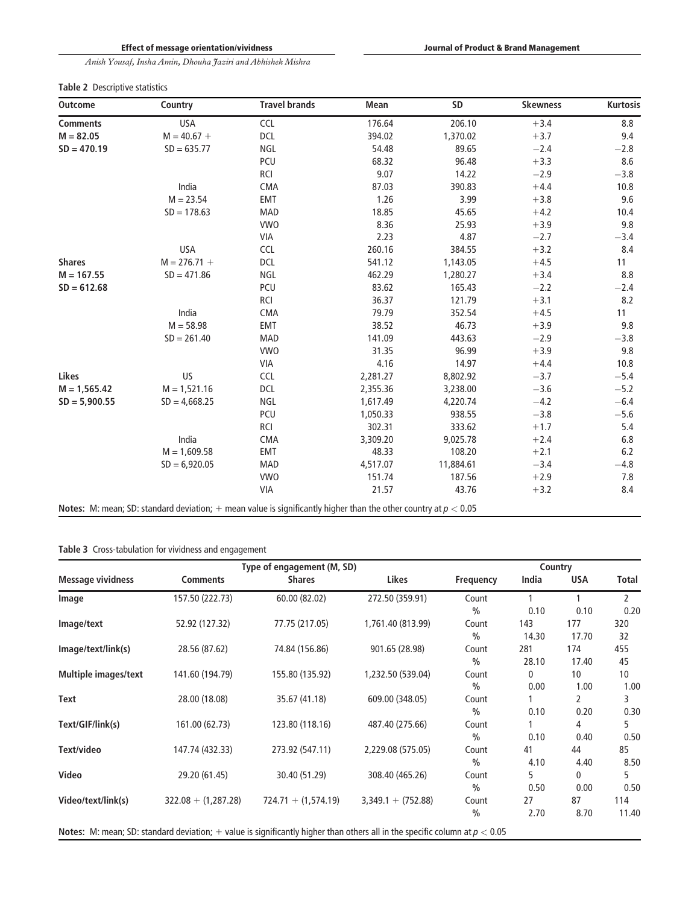**Table 2** Descriptive statistics

| Outcome | Country | Travel brands | Mean | SD | Skewness | Kurtosis |
|---|---|---|---|---|---|---|
| **Comments** | USA | CCL | 176.64 | 206.10 | +3.4 | 8.8 |
| **M = 82.05** | M = 40.67 + | DCL | 394.02 | 1,370.02 | +3.7 | 9.4 |
| **SD = 470.19** | SD = 635.77 | NGL | 54.48 | 89.65 | −2.4 | −2.8 |
| | | PCU | 68.32 | 96.48 | +3.3 | 8.6 |
| | | RCI | 9.07 | 14.22 | −2.9 | −3.8 |
| | India | CMA | 87.03 | 390.83 | +4.4 | 10.8 |
| | M = 23.54 | EMT | 1.26 | 3.99 | +3.8 | 9.6 |
| | SD = 178.63 | MAD | 18.85 | 45.65 | +4.2 | 10.4 |
| | | VWO | 8.36 | 25.93 | +3.9 | 9.8 |
| | | VIA | 2.23 | 4.87 | −2.7 | −3.4 |
| | USA | CCL | 260.16 | 384.55 | +3.2 | 8.4 |
| **Shares** | M = 276.71 + | DCL | 541.12 | 1,143.05 | +4.5 | 11 |
| **M = 167.55** | SD = 471.86 | NGL | 462.29 | 1,280.27 | +3.4 | 8.8 |
| **SD = 612.68** | | PCU | 83.62 | 165.43 | −2.2 | −2.4 |
| | | RCI | 36.37 | 121.79 | +3.1 | 8.2 |
| | India | CMA | 79.79 | 352.54 | +4.5 | 11 |
| | M = 58.98 | EMT | 38.52 | 46.73 | +3.9 | 9.8 |
| | SD = 261.40 | MAD | 141.09 | 443.63 | −2.9 | −3.8 |
| | | VWO | 31.35 | 96.99 | +3.9 | 9.8 |
| | | VIA | 4.16 | 14.97 | +4.4 | 10.8 |
| **Likes** | US | CCL | 2,281.27 | 8,802.92 | −3.7 | −5.4 |
| **M = 1,565.42** | M = 1,521.16 | DCL | 2,355.36 | 3,238.00 | −3.6 | −5.2 |
| **SD = 5,900.55** | SD = 4,668.25 | NGL | 1,617.49 | 4,220.74 | −4.2 | −6.4 |
| | | PCU | 1,050.33 | 938.55 | −3.8 | −5.6 |
| | | RCI | 302.31 | 333.62 | +1.7 | 5.4 |
| | India | CMA | 3,309.20 | 9,025.78 | +2.4 | 6.8 |
| | M = 1,609.58 | EMT | 48.33 | 108.20 | +2.1 | 6.2 |
| | SD = 6,920.05 | MAD | 4,517.07 | 11,884.61 | −3.4 | −4.8 |
| | | VWO | 151.74 | 187.56 | +2.9 | 7.8 |
| | | VIA | 21.57 | 43.76 | +3.2 | 8.4 |

**Notes:** M: mean; SD: standard deviation; + mean value is significantly higher than the other country at $p < 0.05$

**Table 3** Cross-tabulation for vividness and engagement

| Message vividness | Type of engagement (M, SD) | | | Frequency | Country | | Total |
|---|---|---|---|---|---|---|---|
| | Comments | Shares | Likes | | India | USA | |
| **Image** | 157.50 (222.73) | 60.00 (82.02) | 272.50 (359.91) | Count | 1 | 1 | 2 |
| | | | | % | 0.10 | 0.10 | 0.20 |
| **Image/text** | 52.92 (127.32) | 77.75 (217.05) | 1,761.40 (813.99) | Count | 143 | 177 | 320 |
| | | | | % | 14.30 | 17.70 | 32 |
| **Image/text/link(s)** | 28.56 (87.62) | 74.84 (156.86) | 901.65 (28.98) | Count | 281 | 174 | 455 |
| | | | | % | 28.10 | 17.40 | 45 |
| **Multiple images/text** | 141.60 (194.79) | 155.80 (135.92) | 1,232.50 (539.04) | Count | 0 | 10 | 10 |
| | | | | % | 0.00 | 1.00 | 1.00 |
| **Text** | 28.00 (18.08) | 35.67 (41.18) | 609.00 (348.05) | Count | 1 | 2 | 3 |
| | | | | % | 0.10 | 0.20 | 0.30 |
| **Text/GIF/link(s)** | 161.00 (62.73) | 123.80 (118.16) | 487.40 (275.66) | Count | 1 | 4 | 5 |
| | | | | % | 0.10 | 0.40 | 0.50 |
| **Text/video** | 147.74 (432.33) | 273.92 (547.11) | 2,229.08 (575.05) | Count | 41 | 44 | 85 |
| | | | | % | 4.10 | 4.40 | 8.50 |
| **Video** | 29.20 (61.45) | 30.40 (51.29) | 308.40 (465.26) | Count | 5 | 0 | 5 |
| | | | | % | 0.50 | 0.00 | 0.50 |
| **Video/text/link(s)** | 322.08 + (1,287.28) | 724.71 + (1,574.19) | 3,349.1 + (752.88) | Count | 27 | 87 | 114 |
| | | | | % | 2.70 | 8.70 | 11.40 |

**Notes:** M: mean; SD: standard deviation; + value is significantly higher than others all in the specific column at $p < 0.05$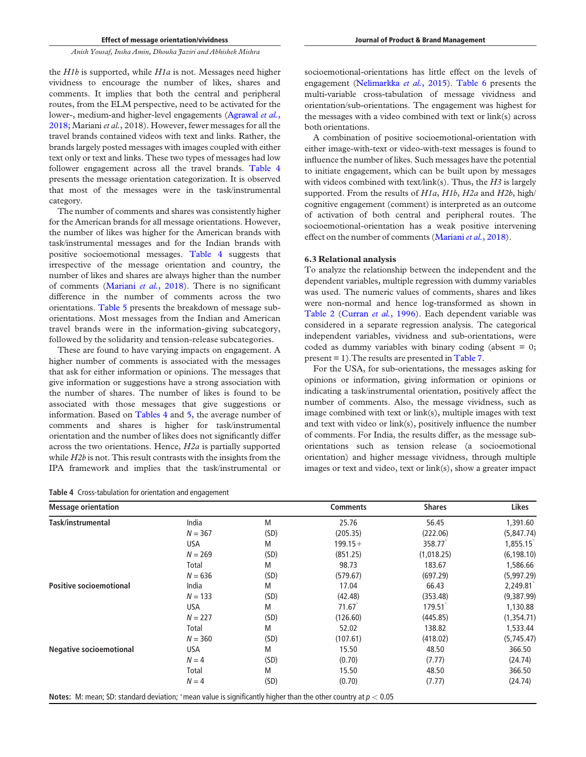the *H1b* is supported, while *H1a* is not. Messages need higher vividness to encourage the number of likes, shares and comments. It implies that both the central and peripheral routes, from the ELM perspective, need to be activated for the lower-, medium-and higher-level engagements (Agrawal *et al.*, 2018; Mariani *et al.*, 2018). However, fewer messages for all the travel brands contained videos with text and links. Rather, the brands largely posted messages with images coupled with either text only or text and links. These two types of messages had low follower engagement across all the travel brands. Table 4 presents the message orientation categorization. It is observed that most of the messages were in the task/instrumental category.

The number of comments and shares was consistently higher for the American brands for all message orientations. However, the number of likes was higher for the American brands with task/instrumental messages and for the Indian brands with positive socioemotional messages. Table 4 suggests that irrespective of the message orientation and country, the number of likes and shares are always higher than the number of comments (Mariani *et al.*, 2018). There is no significant difference in the number of comments across the two orientations. Table 5 presents the breakdown of message sub-orientations. Most messages from the Indian and American travel brands were in the information-giving subcategory, followed by the solidarity and tension-release subcategories.

These are found to have varying impacts on engagement. A higher number of comments is associated with the messages that ask for either information or opinions. The messages that give information or suggestions have a strong association with the number of shares. The number of likes is found to be associated with those messages that give suggestions or information. Based on Tables 4 and 5, the average number of comments and shares is higher for task/instrumental orientation and the number of likes does not significantly differ across the two orientations. Hence, *H2a* is partially supported while *H2b* is not. This result contrasts with the insights from the IPA framework and implies that the task/instrumental or socioemotional-orientations has little effect on the levels of engagement (Nelimarkka *et al.*, 2015). Table 6 presents the multi-variable cross-tabulation of message vividness and orientation/sub-orientations. The engagement was highest for the messages with a video combined with text or link(s) across both orientations.

A combination of positive socioemotional-orientation with either image-with-text or video-with-text messages is found to influence the number of likes. Such messages have the potential to initiate engagement, which can be built upon by messages with videos combined with text/link(s). Thus, the *H3* is largely supported. From the results of *H1a*, *H1b*, *H2a* and *H2b*, high/cognitive engagement (comment) is interpreted as an outcome of activation of both central and peripheral routes. The socioemotional-orientation has a weak positive intervening effect on the number of comments (Mariani *et al.*, 2018).

### 6.3 Relational analysis

To analyze the relationship between the independent and the dependent variables, multiple regression with dummy variables was used. The numeric values of comments, shares and likes were non-normal and hence log-transformed as shown in Table 2 (Curran *et al.*, 1996). Each dependent variable was considered in a separate regression analysis. The categorical independent variables, vividness and sub-orientations, were coded as dummy variables with binary coding (absent = 0; present = 1).The results are presented in Table 7.

For the USA, for sub-orientations, the messages asking for opinions or information, giving information or opinions or indicating a task/instrumental orientation, positively affect the number of comments. Also, the message vividness, such as image combined with text or link(s), multiple images with text and text with video or link(s), positively influence the number of comments. For India, the results differ, as the message sub-orientations such as tension release (a socioemotional orientation) and higher message vividness, through multiple images or text and video, text or link(s), show a greater impact

**Table 4** Cross-tabulation for orientation and engagement

| Message orientation | | | Comments | Shares | Likes |
|---|---|---|---|---|---|
| **Task/instrumental** | India | M | 25.76 | 56.45 | 1,391.60 |
| | $N = 367$ | (SD) | (205.35) | (222.06) | (5,847.74) |
| | USA | M | 199.15+ | 358.77* | 1,855.15* |
| | $N = 269$ | (SD) | (851.25) | (1,018.25) | (6,198.10) |
| | Total | M | 98.73 | 183.67 | 1,586.66 |
| | $N = 636$ | (SD) | (579.67) | (697.29) | (5,997.29) |
| **Positive socioemotional** | India | M | 17.04 | 66.43 | 2,249.81* |
| | $N = 133$ | (SD) | (42.48) | (353.48) | (9,387.99) |
| | USA | M | 71.67* | 179.51* | 1,130.88 |
| | $N = 227$ | (SD) | (126.60) | (445.85) | (1,354.71) |
| | Total | M | 52.02 | 138.82 | 1,533.44 |
| | $N = 360$ | (SD) | (107.61) | (418.02) | (5,745.47) |
| **Negative socioemotional** | USA | M | 15.50 | 48.50 | 366.50 |
| | $N = 4$ | (SD) | (0.70) | (7.77) | (24.74) |
| | Total | M | 15.50 | 48.50 | 366.50 |
| | $N = 4$ | (SD) | (0.70) | (7.77) | (24.74) |

**Notes:** M: mean; SD: standard deviation; *mean value is significantly higher than the other country at $p < 0.05$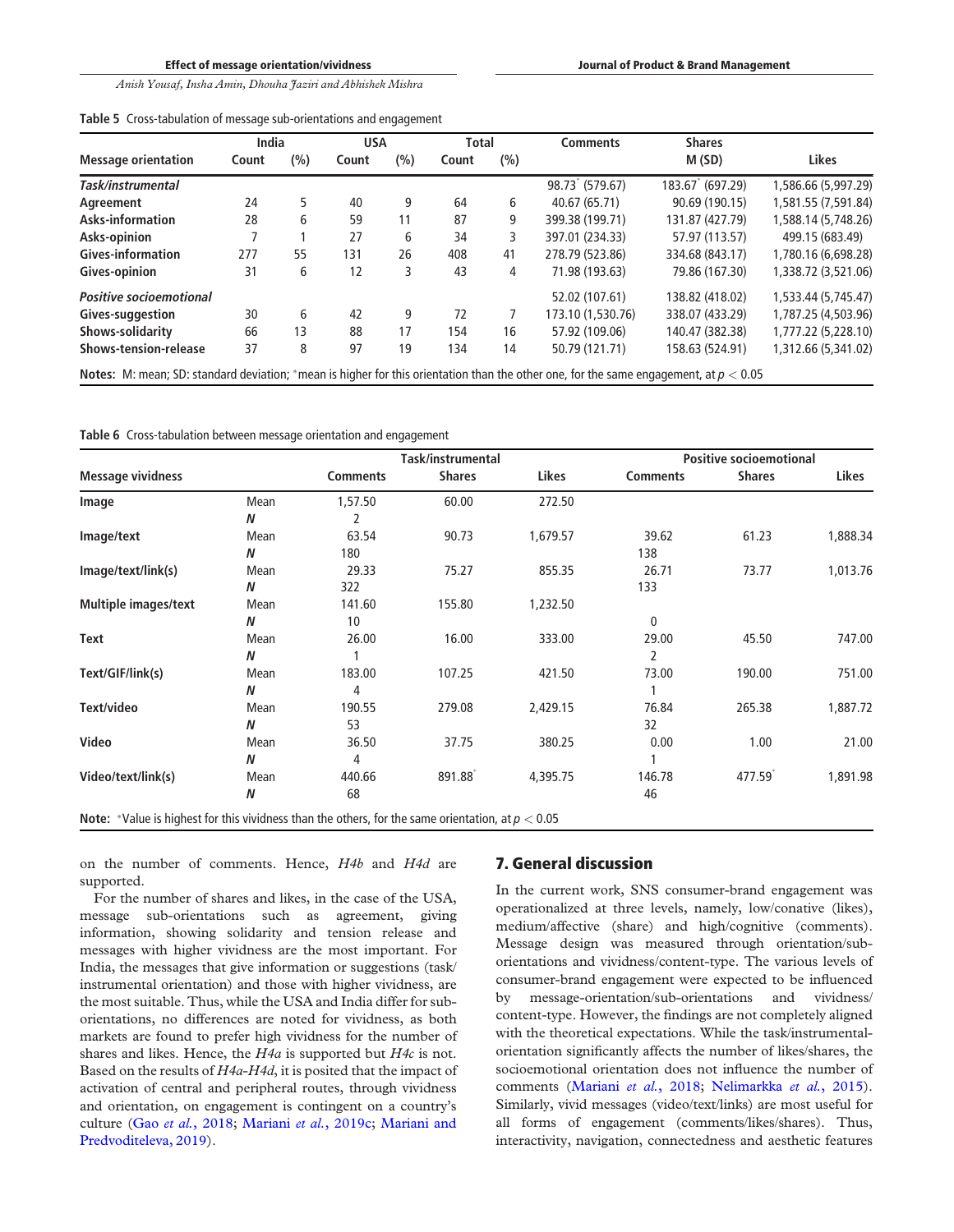**Table 5** Cross-tabulation of message sub-orientations and engagement

| Message orientation | India Count | India (%) | USA Count | USA (%) | Total Count | Total (%) | Comments | Shares M (SD) | Likes |
|---|---|---|---|---|---|---|---|---|---|
| ***Task/instrumental*** | | | | | | | 98.73* (579.67) | 183.67* (697.29) | 1,586.66 (5,997.29) |
| **Agreement** | 24 | 5 | 40 | 9 | 64 | 6 | 40.67 (65.71) | 90.69 (190.15) | 1,581.55 (7,591.84) |
| **Asks-information** | 28 | 6 | 59 | 11 | 87 | 9 | 399.38 (199.71) | 131.87 (427.79) | 1,588.14 (5,748.26) |
| **Asks-opinion** | 7 | 1 | 27 | 6 | 34 | 3 | 397.01 (234.33) | 57.97 (113.57) | 499.15 (683.49) |
| **Gives-information** | 277 | 55 | 131 | 26 | 408 | 41 | 278.79 (523.86) | 334.68 (843.17) | 1,780.16 (6,698.28) |
| **Gives-opinion** | 31 | 6 | 12 | 3 | 43 | 4 | 71.98 (193.63) | 79.86 (167.30) | 1,338.72 (3,521.06) |
| ***Positive socioemotional*** | | | | | | | 52.02 (107.61) | 138.82 (418.02) | 1,533.44 (5,745.47) |
| **Gives-suggestion** | 30 | 6 | 42 | 9 | 72 | 7 | 173.10 (1,530.76) | 338.07 (433.29) | 1,787.25 (4,503.96) |
| **Shows-solidarity** | 66 | 13 | 88 | 17 | 154 | 16 | 57.92 (109.06) | 140.47 (382.38) | 1,777.22 (5,228.10) |
| **Shows-tension-release** | 37 | 8 | 97 | 19 | 134 | 14 | 50.79 (121.71) | 158.63 (524.91) | 1,312.66 (5,341.02) |

**Notes:** M: mean; SD: standard deviation; *mean is higher for this orientation than the other one, for the same engagement, at $p < 0.05$

**Table 6** Cross-tabulation between message orientation and engagement

| Message vividness | | Task/instrumental Comments | Task/instrumental Shares | Task/instrumental Likes | Positive socioemotional Comments | Positive socioemotional Shares | Positive socioemotional Likes |
|---|---|---|---|---|---|---|---|
| **Image** | Mean | 1,57.50 | 60.00 | 272.50 | | | |
| | *N* | 2 | | | | | |
| **Image/text** | Mean | 63.54 | 90.73 | 1,679.57 | 39.62 | 61.23 | 1,888.34 |
| | *N* | 180 | | | 138 | | |
| **Image/text/link(s)** | Mean | 29.33 | 75.27 | 855.35 | 26.71 | 73.77 | 1,013.76 |
| | *N* | 322 | | | 133 | | |
| **Multiple images/text** | Mean | 141.60 | 155.80 | 1,232.50 | | | |
| | *N* | 10 | | | 0 | | |
| **Text** | Mean | 26.00 | 16.00 | 333.00 | 29.00 | 45.50 | 747.00 |
| | *N* | 1 | | | 2 | | |
| **Text/GIF/link(s)** | Mean | 183.00 | 107.25 | 421.50 | 73.00 | 190.00 | 751.00 |
| | *N* | 4 | | | 1 | | |
| **Text/video** | Mean | 190.55 | 279.08 | 2,429.15 | 76.84 | 265.38 | 1,887.72 |
| | *N* | 53 | | | 32 | | |
| **Video** | Mean | 36.50 | 37.75 | 380.25 | 0.00 | 1.00 | 21.00 |
| | *N* | 4 | | | 1 | | |
| **Video/text/link(s)** | Mean | 440.66 | 891.88* | 4,395.75 | 146.78 | 477.59* | 1,891.98 |
| | *N* | 68 | | | 46 | | |

**Note:** *Value is highest for this vividness than the others, for the same orientation, at $p < 0.05$

on the number of comments. Hence, *H4b* and *H4d* are supported.

For the number of shares and likes, in the case of the USA, message sub-orientations such as agreement, giving information, showing solidarity and tension release and messages with higher vividness are the most important. For India, the messages that give information or suggestions (task/instrumental orientation) and those with higher vividness, are the most suitable. Thus, while the USA and India differ for sub-orientations, no differences are noted for vividness, as both markets are found to prefer high vividness for the number of shares and likes. Hence, the *H4a* is supported but *H4c* is not. Based on the results of *H4a-H4d*, it is posited that the impact of activation of central and peripheral routes, through vividness and orientation, on engagement is contingent on a country's culture (Gao *et al.*, 2018; Mariani *et al.*, 2019c; Mariani and Predvoditeleva, 2019).

## 7. General discussion

In the current work, SNS consumer-brand engagement was operationalized at three levels, namely, low/conative (likes), medium/affective (share) and high/cognitive (comments). Message design was measured through orientation/sub-orientations and vividness/content-type. The various levels of consumer-brand engagement were expected to be influenced by message-orientation/sub-orientations and vividness/content-type. However, the findings are not completely aligned with the theoretical expectations. While the task/instrumental-orientation significantly affects the number of likes/shares, the socioemotional orientation does not influence the number of comments (Mariani *et al.*, 2018; Nelimarkka *et al.*, 2015). Similarly, vivid messages (video/text/links) are most useful for all forms of engagement (comments/likes/shares). Thus, interactivity, navigation, connectedness and aesthetic features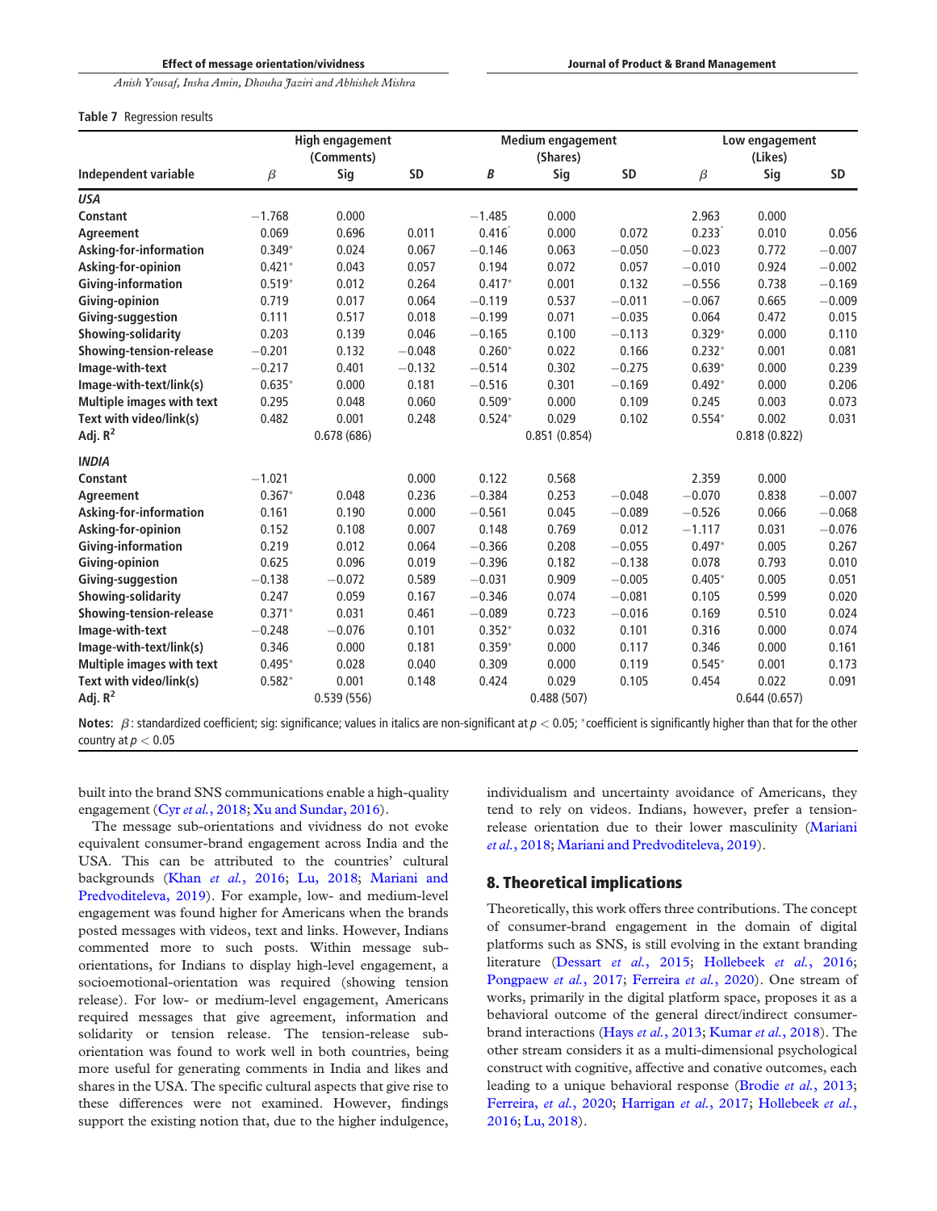**Table 7** Regression results

| Independent variable | High engagement (Comments) | | | Medium engagement (Shares) | | | Low engagement (Likes) | | |
|---|---|---|---|---|---|---|---|---|---|
| | $\beta$ | Sig | SD | B | Sig | SD | $\beta$ | Sig | SD |
| ***USA*** | | | | | | | | | |
| **Constant** | −1.768 | 0.000 | | −1.485 | 0.000 | | 2.963 | 0.000 | |
| **Agreement** | 0.069 | 0.696 | 0.011 | 0.416* | 0.000 | 0.072 | 0.233* | 0.010 | 0.056 |
| **Asking-for-information** | 0.349* | 0.024 | 0.067 | −0.146 | 0.063 | −0.050 | −0.023 | 0.772 | −0.007 |
| **Asking-for-opinion** | 0.421* | 0.043 | 0.057 | 0.194 | 0.072 | 0.057 | −0.010 | 0.924 | −0.002 |
| **Giving-information** | 0.519* | 0.012 | 0.264 | 0.417* | 0.001 | 0.132 | −0.556 | 0.738 | −0.169 |
| **Giving-opinion** | 0.719 | 0.017 | 0.064 | −0.119 | 0.537 | −0.011 | −0.067 | 0.665 | −0.009 |
| **Giving-suggestion** | 0.111 | 0.517 | 0.018 | −0.199 | 0.071 | −0.035 | 0.064 | 0.472 | 0.015 |
| **Showing-solidarity** | 0.203 | 0.139 | 0.046 | −0.165 | 0.100 | −0.113 | 0.329* | 0.000 | 0.110 |
| **Showing-tension-release** | −0.201 | 0.132 | −0.048 | 0.260* | 0.022 | 0.166 | 0.232* | 0.001 | 0.081 |
| **Image-with-text** | −0.217 | 0.401 | −0.132 | −0.514 | 0.302 | −0.275 | 0.639* | 0.000 | 0.239 |
| **Image-with-text/link(s)** | 0.635* | 0.000 | 0.181 | −0.516 | 0.301 | −0.169 | 0.492* | 0.000 | 0.206 |
| **Multiple images with text** | 0.295 | 0.048 | 0.060 | 0.509* | 0.000 | 0.109 | 0.245 | 0.003 | 0.073 |
| **Text with video/link(s)** | 0.482 | 0.001 | 0.248 | 0.524* | 0.029 | 0.102 | 0.554* | 0.002 | 0.031 |
| **Adj. $R^2$** | | 0.678 (686) | | | 0.851 (0.854) | | | 0.818 (0.822) | |
| ***INDIA*** | | | | | | | | | |
| **Constant** | −1.021 | | 0.000 | 0.122 | 0.568 | | 2.359 | 0.000 | |
| **Agreement** | 0.367* | 0.048 | 0.236 | −0.384 | 0.253 | −0.048 | −0.070 | 0.838 | −0.007 |
| **Asking-for-information** | 0.161 | 0.190 | 0.000 | −0.561 | 0.045 | −0.089 | −0.526 | 0.066 | −0.068 |
| **Asking-for-opinion** | 0.152 | 0.108 | 0.007 | 0.148 | 0.769 | 0.012 | −1.117 | 0.031 | −0.076 |
| **Giving-information** | 0.219 | 0.012 | 0.064 | −0.366 | 0.208 | −0.055 | 0.497* | 0.005 | 0.267 |
| **Giving-opinion** | 0.625 | 0.096 | 0.019 | −0.396 | 0.182 | −0.138 | 0.078 | 0.793 | 0.010 |
| **Giving-suggestion** | −0.138 | −0.072 | 0.589 | −0.031 | 0.909 | −0.005 | 0.405* | 0.005 | 0.051 |
| **Showing-solidarity** | 0.247 | 0.059 | 0.167 | −0.346 | 0.074 | −0.081 | 0.105 | 0.599 | 0.020 |
| **Showing-tension-release** | 0.371* | 0.031 | 0.461 | −0.089 | 0.723 | −0.016 | 0.169 | 0.510 | 0.024 |
| **Image-with-text** | −0.248 | −0.076 | 0.101 | 0.352* | 0.032 | 0.101 | 0.316 | 0.000 | 0.074 |
| **Image-with-text/link(s)** | 0.346 | 0.000 | 0.181 | 0.359* | 0.000 | 0.117 | 0.346 | 0.000 | 0.161 |
| **Multiple images with text** | 0.495* | 0.028 | 0.040 | 0.309 | 0.000 | 0.119 | 0.545* | 0.001 | 0.173 |
| **Text with video/link(s)** | 0.582* | 0.001 | 0.148 | 0.424 | 0.029 | 0.105 | 0.454 | 0.022 | 0.091 |
| **Adj. $R^2$** | | 0.539 (556) | | | 0.488 (507) | | | 0.644 (0.657) | |

**Notes:** $\beta$: standardized coefficient; sig: significance; values in italics are non-significant at $p < 0.05$; *coefficient is significantly higher than that for the other country at $p < 0.05$

built into the brand SNS communications enable a high-quality engagement (Cyr *et al.*, 2018; Xu and Sundar, 2016).

The message sub-orientations and vividness do not evoke equivalent consumer-brand engagement across India and the USA. This can be attributed to the countries' cultural backgrounds (Khan *et al.*, 2016; Lu, 2018; Mariani and Predvoditeleva, 2019). For example, low- and medium-level engagement was found higher for Americans when the brands posted messages with videos, text and links. However, Indians commented more to such posts. Within message sub-orientations, for Indians to display high-level engagement, a socioemotional-orientation was required (showing tension release). For low- or medium-level engagement, Americans required messages that give agreement, information and solidarity or tension release. The tension-release sub-orientation was found to work well in both countries, being more useful for generating comments in India and likes and shares in the USA. The specific cultural aspects that give rise to these differences were not examined. However, findings support the existing notion that, due to the higher indulgence, individualism and uncertainty avoidance of Americans, they tend to rely on videos. Indians, however, prefer a tension-release orientation due to their lower masculinity (Mariani *et al.*, 2018; Mariani and Predvoditeleva, 2019).

## 8. Theoretical implications

Theoretically, this work offers three contributions. The concept of consumer-brand engagement in the domain of digital platforms such as SNS, is still evolving in the extant branding literature (Dessart *et al.*, 2015; Hollebeek *et al.*, 2016; Pongpaew *et al.*, 2017; Ferreira *et al.*, 2020). One stream of works, primarily in the digital platform space, proposes it as a behavioral outcome of the general direct/indirect consumer-brand interactions (Hays *et al.*, 2013; Kumar *et al.*, 2018). The other stream considers it as a multi-dimensional psychological construct with cognitive, affective and conative outcomes, each leading to a unique behavioral response (Brodie *et al.*, 2013; Ferreira, *et al.*, 2020; Harrigan *et al.*, 2017; Hollebeek *et al.*, 2016; Lu, 2018).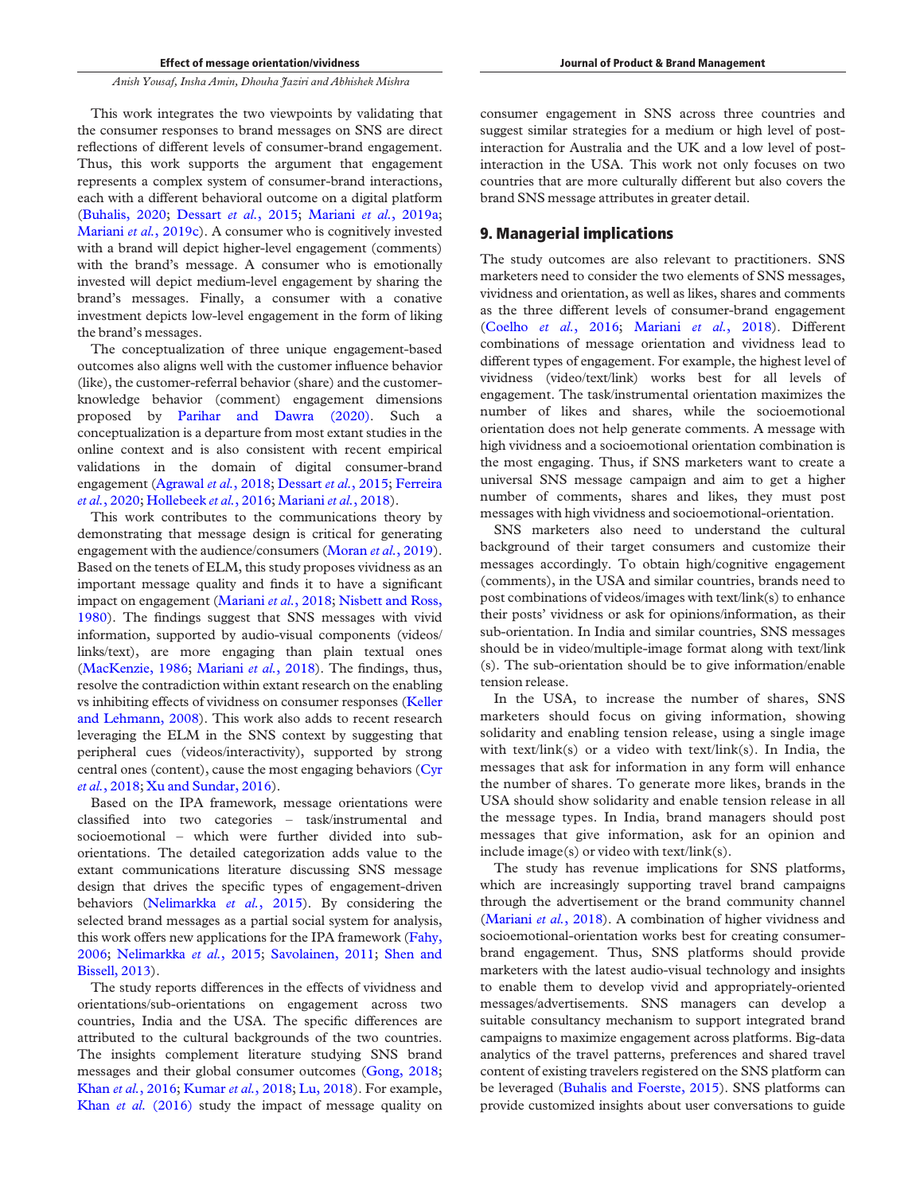This work integrates the two viewpoints by validating that the consumer responses to brand messages on SNS are direct reflections of different levels of consumer-brand engagement. Thus, this work supports the argument that engagement represents a complex system of consumer-brand interactions, each with a different behavioral outcome on a digital platform (Buhalis, 2020; Dessart *et al.*, 2015; Mariani *et al.*, 2019a; Mariani *et al.*, 2019c). A consumer who is cognitively invested with a brand will depict higher-level engagement (comments) with the brand's message. A consumer who is emotionally invested will depict medium-level engagement by sharing the brand's messages. Finally, a consumer with a conative investment depicts low-level engagement in the form of liking the brand's messages.

The conceptualization of three unique engagement-based outcomes also aligns well with the customer influence behavior (like), the customer-referral behavior (share) and the customer-knowledge behavior (comment) engagement dimensions proposed by Parihar and Dawra (2020). Such a conceptualization is a departure from most extant studies in the online context and is also consistent with recent empirical validations in the domain of digital consumer-brand engagement (Agrawal *et al.*, 2018; Dessart *et al.*, 2015; Ferreira *et al.*, 2020; Hollebeek *et al.*, 2016; Mariani *et al.*, 2018).

This work contributes to the communications theory by demonstrating that message design is critical for generating engagement with the audience/consumers (Moran *et al.*, 2019). Based on the tenets of ELM, this study proposes vividness as an important message quality and finds it to have a significant impact on engagement (Mariani *et al.*, 2018; Nisbett and Ross, 1980). The findings suggest that SNS messages with vivid information, supported by audio-visual components (videos/links/text), are more engaging than plain textual ones (MacKenzie, 1986; Mariani *et al.*, 2018). The findings, thus, resolve the contradiction within extant research on the enabling vs inhibiting effects of vividness on consumer responses (Keller and Lehmann, 2008). This work also adds to recent research leveraging the ELM in the SNS context by suggesting that peripheral cues (videos/interactivity), supported by strong central ones (content), cause the most engaging behaviors (Cyr *et al.*, 2018; Xu and Sundar, 2016).

Based on the IPA framework, message orientations were classified into two categories – task/instrumental and socioemotional – which were further divided into sub-orientations. The detailed categorization adds value to the extant communications literature discussing SNS message design that drives the specific types of engagement-driven behaviors (Nelimarkka *et al.*, 2015). By considering the selected brand messages as a partial social system for analysis, this work offers new applications for the IPA framework (Fahy, 2006; Nelimarkka *et al.*, 2015; Savolainen, 2011; Shen and Bissell, 2013).

The study reports differences in the effects of vividness and orientations/sub-orientations on engagement across two countries, India and the USA. The specific differences are attributed to the cultural backgrounds of the two countries. The insights complement literature studying SNS brand messages and their global consumer outcomes (Gong, 2018; Khan *et al.*, 2016; Kumar *et al.*, 2018; Lu, 2018). For example, Khan *et al.* (2016) study the impact of message quality on consumer engagement in SNS across three countries and suggest similar strategies for a medium or high level of post-interaction for Australia and the UK and a low level of post-interaction in the USA. This work not only focuses on two countries that are more culturally different but also covers the brand SNS message attributes in greater detail.

## 9. Managerial implications

The study outcomes are also relevant to practitioners. SNS marketers need to consider the two elements of SNS messages, vividness and orientation, as well as likes, shares and comments as the three different levels of consumer-brand engagement (Coelho *et al.*, 2016; Mariani *et al.*, 2018). Different combinations of message orientation and vividness lead to different types of engagement. For example, the highest level of vividness (video/text/link) works best for all levels of engagement. The task/instrumental orientation maximizes the number of likes and shares, while the socioemotional orientation does not help generate comments. A message with high vividness and a socioemotional orientation combination is the most engaging. Thus, if SNS marketers want to create a universal SNS message campaign and aim to get a higher number of comments, shares and likes, they must post messages with high vividness and socioemotional-orientation.

SNS marketers also need to understand the cultural background of their target consumers and customize their messages accordingly. To obtain high/cognitive engagement (comments), in the USA and similar countries, brands need to post combinations of videos/images with text/link(s) to enhance their posts' vividness or ask for opinions/information, as their sub-orientation. In India and similar countries, SNS messages should be in video/multiple-image format along with text/link (s). The sub-orientation should be to give information/enable tension release.

In the USA, to increase the number of shares, SNS marketers should focus on giving information, showing solidarity and enabling tension release, using a single image with text/link(s) or a video with text/link(s). In India, the messages that ask for information in any form will enhance the number of shares. To generate more likes, brands in the USA should show solidarity and enable tension release in all the message types. In India, brand managers should post messages that give information, ask for an opinion and include image(s) or video with text/link(s).

The study has revenue implications for SNS platforms, which are increasingly supporting travel brand campaigns through the advertisement or the brand community channel (Mariani *et al.*, 2018). A combination of higher vividness and socioemotional-orientation works best for creating consumer-brand engagement. Thus, SNS platforms should provide marketers with the latest audio-visual technology and insights to enable them to develop vivid and appropriately-oriented messages/advertisements. SNS managers can develop a suitable consultancy mechanism to support integrated brand campaigns to maximize engagement across platforms. Big-data analytics of the travel patterns, preferences and shared travel content of existing travelers registered on the SNS platform can be leveraged (Buhalis and Foerste, 2015). SNS platforms can provide customized insights about user conversations to guide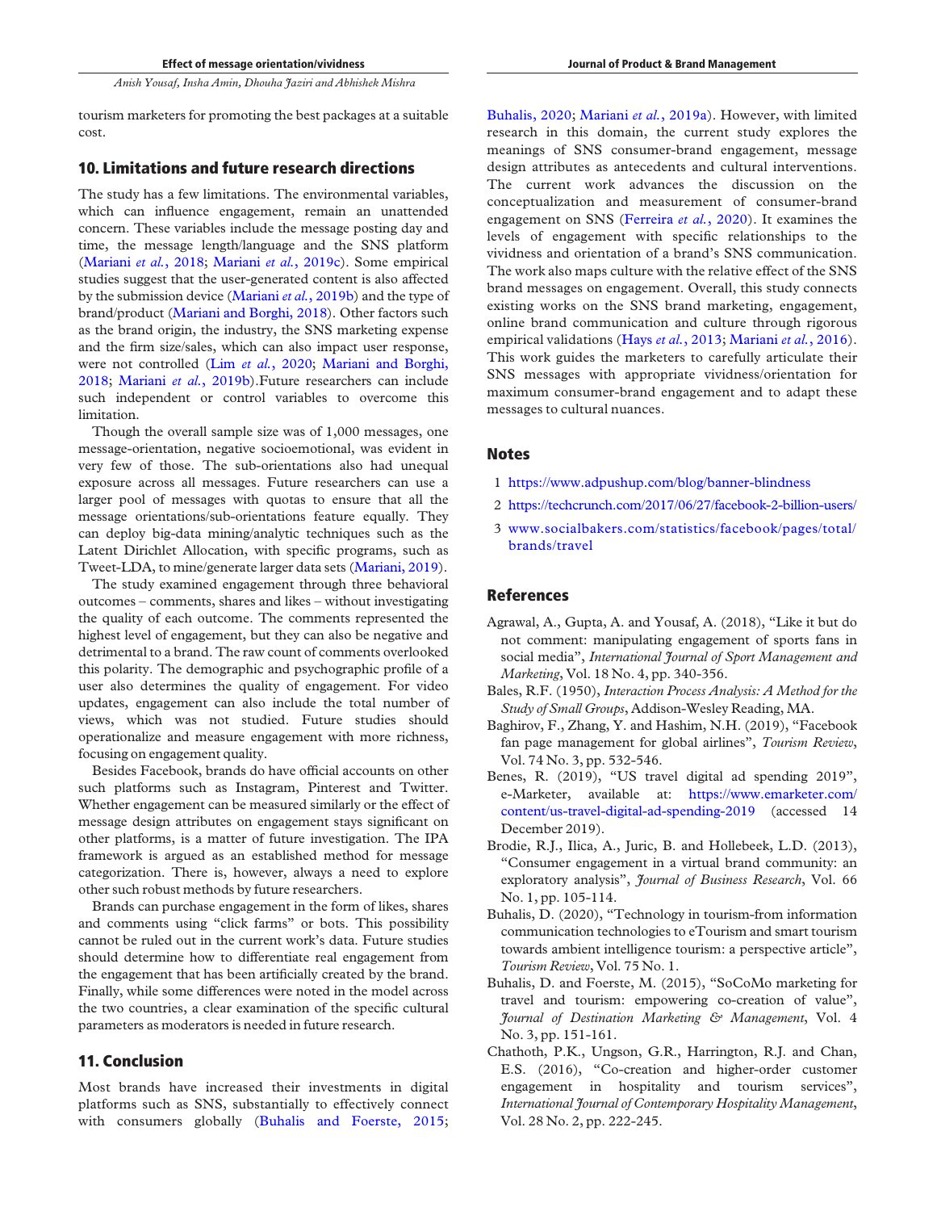tourism marketers for promoting the best packages at a suitable cost.

## 10. Limitations and future research directions

The study has a few limitations. The environmental variables, which can influence engagement, remain an unattended concern. These variables include the message posting day and time, the message length/language and the SNS platform (Mariani *et al.*, 2018; Mariani *et al.*, 2019c). Some empirical studies suggest that the user-generated content is also affected by the submission device (Mariani *et al.*, 2019b) and the type of brand/product (Mariani and Borghi, 2018). Other factors such as the brand origin, the industry, the SNS marketing expense and the firm size/sales, which can also impact user response, were not controlled (Lim *et al.*, 2020; Mariani and Borghi, 2018; Mariani *et al.*, 2019b).Future researchers can include such independent or control variables to overcome this limitation.

Though the overall sample size was of 1,000 messages, one message-orientation, negative socioemotional, was evident in very few of those. The sub-orientations also had unequal exposure across all messages. Future researchers can use a larger pool of messages with quotas to ensure that all the message orientations/sub-orientations feature equally. They can deploy big-data mining/analytic techniques such as the Latent Dirichlet Allocation, with specific programs, such as Tweet-LDA, to mine/generate larger data sets (Mariani, 2019).

The study examined engagement through three behavioral outcomes – comments, shares and likes – without investigating the quality of each outcome. The comments represented the highest level of engagement, but they can also be negative and detrimental to a brand. The raw count of comments overlooked this polarity. The demographic and psychographic profile of a user also determines the quality of engagement. For video updates, engagement can also include the total number of views, which was not studied. Future studies should operationalize and measure engagement with more richness, focusing on engagement quality.

Besides Facebook, brands do have official accounts on other such platforms such as Instagram, Pinterest and Twitter. Whether engagement can be measured similarly or the effect of message design attributes on engagement stays significant on other platforms, is a matter of future investigation. The IPA framework is argued as an established method for message categorization. There is, however, always a need to explore other such robust methods by future researchers.

Brands can purchase engagement in the form of likes, shares and comments using "click farms" or bots. This possibility cannot be ruled out in the current work's data. Future studies should determine how to differentiate real engagement from the engagement that has been artificially created by the brand. Finally, while some differences were noted in the model across the two countries, a clear examination of the specific cultural parameters as moderators is needed in future research.

## 11. Conclusion

Most brands have increased their investments in digital platforms such as SNS, substantially to effectively connect with consumers globally (Buhalis and Foerste, 2015; Buhalis, 2020; Mariani *et al.*, 2019a). However, with limited research in this domain, the current study explores the meanings of SNS consumer-brand engagement, message design attributes as antecedents and cultural interventions. The current work advances the discussion on the conceptualization and measurement of consumer-brand engagement on SNS (Ferreira *et al.*, 2020). It examines the levels of engagement with specific relationships to the vividness and orientation of a brand's SNS communication. The work also maps culture with the relative effect of the SNS brand messages on engagement. Overall, this study connects existing works on the SNS brand marketing, engagement, online brand communication and culture through rigorous empirical validations (Hays *et al.*, 2013; Mariani *et al.*, 2016). This work guides the marketers to carefully articulate their SNS messages with appropriate vividness/orientation for maximum consumer-brand engagement and to adapt these messages to cultural nuances.

## Notes

1. https://www.adpushup.com/blog/banner-blindness
2. https://techcrunch.com/2017/06/27/facebook-2-billion-users/
3. www.socialbakers.com/statistics/facebook/pages/total/brands/travel

## References

Agrawal, A., Gupta, A. and Yousaf, A. (2018), "Like it but do not comment: manipulating engagement of sports fans in social media", *International Journal of Sport Management and Marketing*, Vol. 18 No. 4, pp. 340-356.

Bales, R.F. (1950), *Interaction Process Analysis: A Method for the Study of Small Groups*, Addison-Wesley Reading, MA.

Baghirov, F., Zhang, Y. and Hashim, N.H. (2019), "Facebook fan page management for global airlines", *Tourism Review*, Vol. 74 No. 3, pp. 532-546.

Benes, R. (2019), "US travel digital ad spending 2019", e-Marketer, available at: https://www.emarketer.com/content/us-travel-digital-ad-spending-2019 (accessed 14 December 2019).

Brodie, R.J., Ilica, A., Juric, B. and Hollebeek, L.D. (2013), "Consumer engagement in a virtual brand community: an exploratory analysis", *Journal of Business Research*, Vol. 66 No. 1, pp. 105-114.

Buhalis, D. (2020), "Technology in tourism-from information communication technologies to eTourism and smart tourism towards ambient intelligence tourism: a perspective article", *Tourism Review*, Vol. 75 No. 1.

Buhalis, D. and Foerste, M. (2015), "SoCoMo marketing for travel and tourism: empowering co-creation of value", *Journal of Destination Marketing & Management*, Vol. 4 No. 3, pp. 151-161.

Chathoth, P.K., Ungson, G.R., Harrington, R.J. and Chan, E.S. (2016), "Co-creation and higher-order customer engagement in hospitality and tourism services", *International Journal of Contemporary Hospitality Management*, Vol. 28 No. 2, pp. 222-245.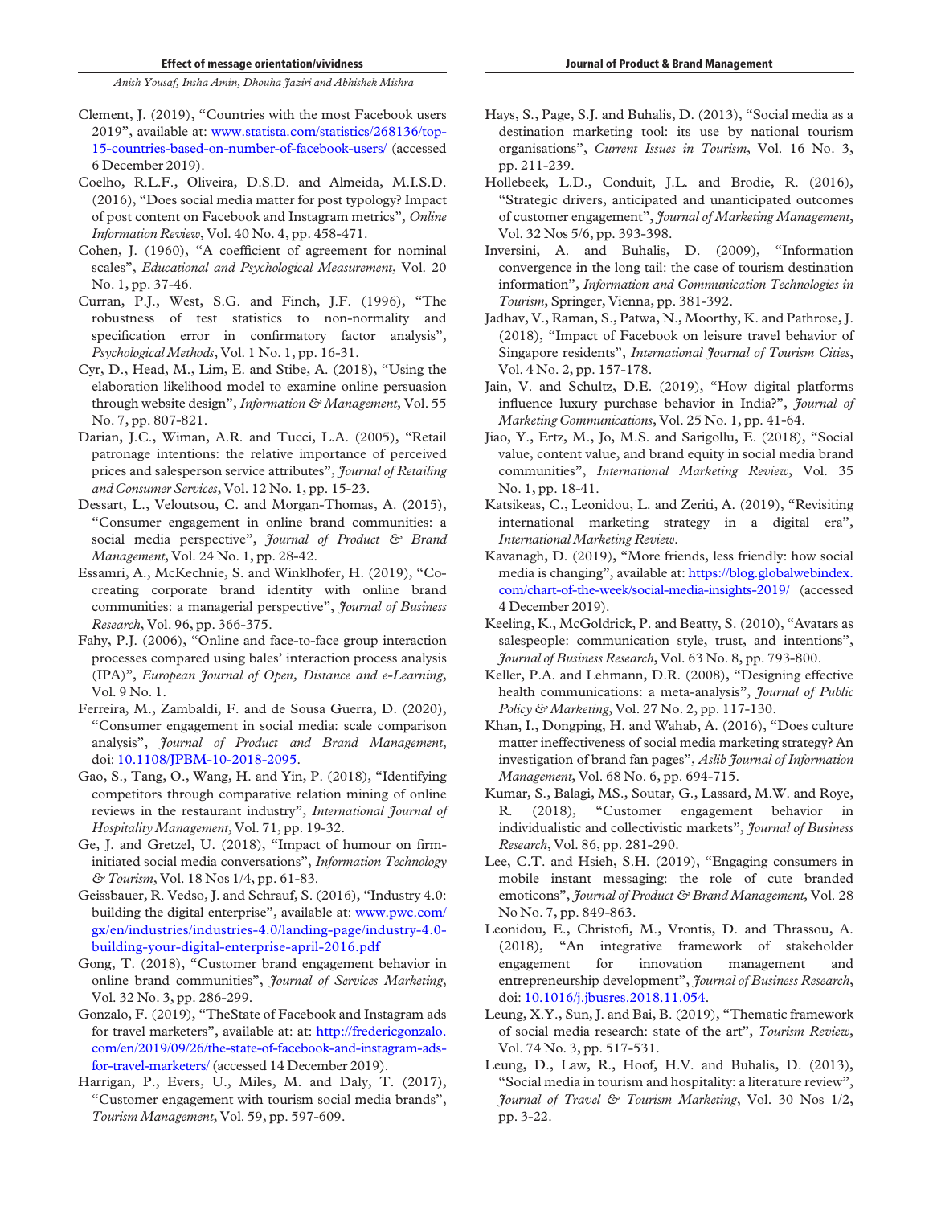Clement, J. (2019), "Countries with the most Facebook users 2019", available at: www.statista.com/statistics/268136/top-15-countries-based-on-number-of-facebook-users/ (accessed 6 December 2019).

Coelho, R.L.F., Oliveira, D.S.D. and Almeida, M.I.S.D. (2016), "Does social media matter for post typology? Impact of post content on Facebook and Instagram metrics", *Online Information Review*, Vol. 40 No. 4, pp. 458-471.

Cohen, J. (1960), "A coefficient of agreement for nominal scales", *Educational and Psychological Measurement*, Vol. 20 No. 1, pp. 37-46.

Curran, P.J., West, S.G. and Finch, J.F. (1996), "The robustness of test statistics to non-normality and specification error in confirmatory factor analysis", *Psychological Methods*, Vol. 1 No. 1, pp. 16-31.

Cyr, D., Head, M., Lim, E. and Stibe, A. (2018), "Using the elaboration likelihood model to examine online persuasion through website design", *Information & Management*, Vol. 55 No. 7, pp. 807-821.

Darian, J.C., Wiman, A.R. and Tucci, L.A. (2005), "Retail patronage intentions: the relative importance of perceived prices and salesperson service attributes", *Journal of Retailing and Consumer Services*, Vol. 12 No. 1, pp. 15-23.

Dessart, L., Veloutsou, C. and Morgan-Thomas, A. (2015), "Consumer engagement in online brand communities: a social media perspective", *Journal of Product & Brand Management*, Vol. 24 No. 1, pp. 28-42.

Essamri, A., McKechnie, S. and Winklhofer, H. (2019), "Co-creating corporate brand identity with online brand communities: a managerial perspective", *Journal of Business Research*, Vol. 96, pp. 366-375.

Fahy, P.J. (2006), "Online and face-to-face group interaction processes compared using bales' interaction process analysis (IPA)", *European Journal of Open, Distance and e-Learning*, Vol. 9 No. 1.

Ferreira, M., Zambaldi, F. and de Sousa Guerra, D. (2020), "Consumer engagement in social media: scale comparison analysis", *Journal of Product and Brand Management*, doi: 10.1108/JPBM-10-2018-2095.

Gao, S., Tang, O., Wang, H. and Yin, P. (2018), "Identifying competitors through comparative relation mining of online reviews in the restaurant industry", *International Journal of Hospitality Management*, Vol. 71, pp. 19-32.

Ge, J. and Gretzel, U. (2018), "Impact of humour on firm-initiated social media conversations", *Information Technology & Tourism*, Vol. 18 Nos 1/4, pp. 61-83.

Geissbauer, R. Vedso, J. and Schrauf, S. (2016), "Industry 4.0: building the digital enterprise", available at: www.pwc.com/gx/en/industries/industries-4.0/landing-page/industry-4.0-building-your-digital-enterprise-april-2016.pdf

Gong, T. (2018), "Customer brand engagement behavior in online brand communities", *Journal of Services Marketing*, Vol. 32 No. 3, pp. 286-299.

Gonzalo, F. (2019), "TheState of Facebook and Instagram ads for travel marketers", available at: at: http://fredericgonzalo.com/en/2019/09/26/the-state-of-facebook-and-instagram-ads-for-travel-marketers/ (accessed 14 December 2019).

Harrigan, P., Evers, U., Miles, M. and Daly, T. (2017), "Customer engagement with tourism social media brands", *Tourism Management*, Vol. 59, pp. 597-609.

Hays, S., Page, S.J. and Buhalis, D. (2013), "Social media as a destination marketing tool: its use by national tourism organisations", *Current Issues in Tourism*, Vol. 16 No. 3, pp. 211-239.

Hollebeek, L.D., Conduit, J.L. and Brodie, R. (2016), "Strategic drivers, anticipated and unanticipated outcomes of customer engagement", *Journal of Marketing Management*, Vol. 32 Nos 5/6, pp. 393-398.

Inversini, A. and Buhalis, D. (2009), "Information convergence in the long tail: the case of tourism destination information", *Information and Communication Technologies in Tourism*, Springer, Vienna, pp. 381-392.

Jadhav, V., Raman, S., Patwa, N., Moorthy, K. and Pathrose, J. (2018), "Impact of Facebook on leisure travel behavior of Singapore residents", *International Journal of Tourism Cities*, Vol. 4 No. 2, pp. 157-178.

Jain, V. and Schultz, D.E. (2019), "How digital platforms influence luxury purchase behavior in India?", *Journal of Marketing Communications*, Vol. 25 No. 1, pp. 41-64.

Jiao, Y., Ertz, M., Jo, M.S. and Sarigollu, E. (2018), "Social value, content value, and brand equity in social media brand communities", *International Marketing Review*, Vol. 35 No. 1, pp. 18-41.

Katsikeas, C., Leonidou, L. and Zeriti, A. (2019), "Revisiting international marketing strategy in a digital era", *International Marketing Review*.

Kavanagh, D. (2019), "More friends, less friendly: how social media is changing", available at: https://blog.globalwebindex.com/chart-of-the-week/social-media-insights-2019/ (accessed 4 December 2019).

Keeling, K., McGoldrick, P. and Beatty, S. (2010), "Avatars as salespeople: communication style, trust, and intentions", *Journal of Business Research*, Vol. 63 No. 8, pp. 793-800.

Keller, P.A. and Lehmann, D.R. (2008), "Designing effective health communications: a meta-analysis", *Journal of Public Policy & Marketing*, Vol. 27 No. 2, pp. 117-130.

Khan, I., Dongping, H. and Wahab, A. (2016), "Does culture matter ineffectiveness of social media marketing strategy? An investigation of brand fan pages", *Aslib Journal of Information Management*, Vol. 68 No. 6, pp. 694-715.

Kumar, S., Balagi, MS., Soutar, G., Lassard, M.W. and Roye, R. (2018), "Customer engagement behavior in individualistic and collectivistic markets", *Journal of Business Research*, Vol. 86, pp. 281-290.

Lee, C.T. and Hsieh, S.H. (2019), "Engaging consumers in mobile instant messaging: the role of cute branded emoticons", *Journal of Product & Brand Management*, Vol. 28 No No. 7, pp. 849-863.

Leonidou, E., Christofi, M., Vrontis, D. and Thrassou, A. (2018), "An integrative framework of stakeholder engagement for innovation management and entrepreneurship development", *Journal of Business Research*, doi: 10.1016/j.jbusres.2018.11.054.

Leung, X.Y., Sun, J. and Bai, B. (2019), "Thematic framework of social media research: state of the art", *Tourism Review*, Vol. 74 No. 3, pp. 517-531.

Leung, D., Law, R., Hoof, H.V. and Buhalis, D. (2013), "Social media in tourism and hospitality: a literature review", *Journal of Travel & Tourism Marketing*, Vol. 30 Nos 1/2, pp. 3-22.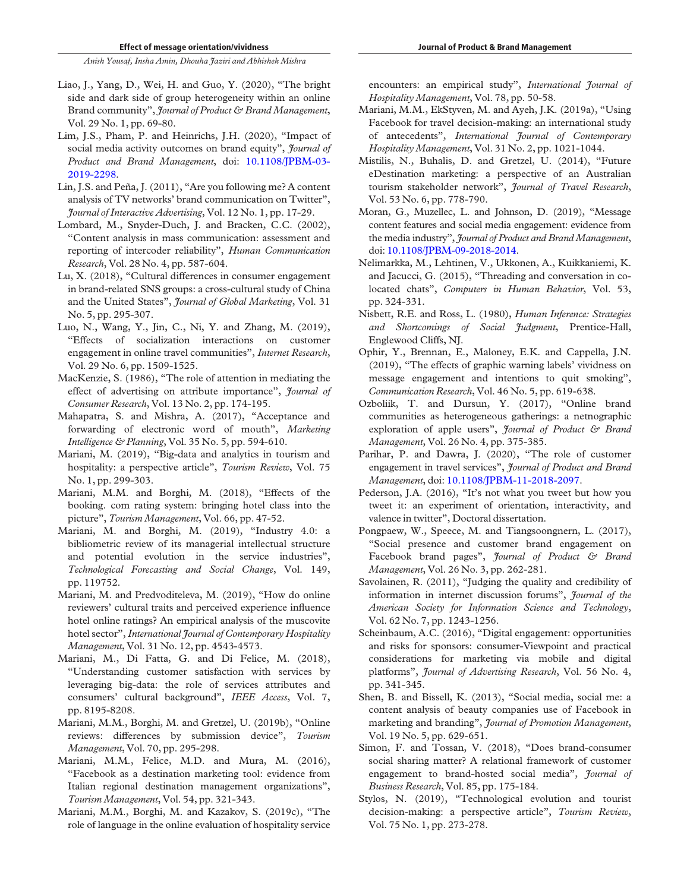Liao, J., Yang, D., Wei, H. and Guo, Y. (2020), "The bright side and dark side of group heterogeneity within an online Brand community", *Journal of Product & Brand Management*, Vol. 29 No. 1, pp. 69-80.

Lim, J.S., Pham, P. and Heinrichs, J.H. (2020), "Impact of social media activity outcomes on brand equity", *Journal of Product and Brand Management*, doi: 10.1108/JPBM-03-2019-2298.

Lin, J.S. and Peña, J. (2011), "Are you following me? A content analysis of TV networks' brand communication on Twitter", *Journal of Interactive Advertising*, Vol. 12 No. 1, pp. 17-29.

Lombard, M., Snyder-Duch, J. and Bracken, C.C. (2002), "Content analysis in mass communication: assessment and reporting of intercoder reliability", *Human Communication Research*, Vol. 28 No. 4, pp. 587-604.

Lu, X. (2018), "Cultural differences in consumer engagement in brand-related SNS groups: a cross-cultural study of China and the United States", *Journal of Global Marketing*, Vol. 31 No. 5, pp. 295-307.

Luo, N., Wang, Y., Jin, C., Ni, Y. and Zhang, M. (2019), "Effects of socialization interactions on customer engagement in online travel communities", *Internet Research*, Vol. 29 No. 6, pp. 1509-1525.

MacKenzie, S. (1986), "The role of attention in mediating the effect of advertising on attribute importance", *Journal of Consumer Research*, Vol. 13 No. 2, pp. 174-195.

Mahapatra, S. and Mishra, A. (2017), "Acceptance and forwarding of electronic word of mouth", *Marketing Intelligence & Planning*, Vol. 35 No. 5, pp. 594-610.

Mariani, M. (2019), "Big-data and analytics in tourism and hospitality: a perspective article", *Tourism Review*, Vol. 75 No. 1, pp. 299-303.

Mariani, M.M. and Borghi, M. (2018), "Effects of the booking. com rating system: bringing hotel class into the picture", *Tourism Management*, Vol. 66, pp. 47-52.

Mariani, M. and Borghi, M. (2019), "Industry 4.0: a bibliometric review of its managerial intellectual structure and potential evolution in the service industries", *Technological Forecasting and Social Change*, Vol. 149, pp. 119752.

Mariani, M. and Predvoditeleva, M. (2019), "How do online reviewers' cultural traits and perceived experience influence hotel online ratings? An empirical analysis of the muscovite hotel sector", *International Journal of Contemporary Hospitality Management*, Vol. 31 No. 12, pp. 4543-4573.

Mariani, M., Di Fatta, G. and Di Felice, M. (2018), "Understanding customer satisfaction with services by leveraging big-data: the role of services attributes and consumers' cultural background", *IEEE Access*, Vol. 7, pp. 8195-8208.

Mariani, M.M., Borghi, M. and Gretzel, U. (2019b), "Online reviews: differences by submission device", *Tourism Management*, Vol. 70, pp. 295-298.

Mariani, M.M., Felice, M.D. and Mura, M. (2016), "Facebook as a destination marketing tool: evidence from Italian regional destination management organizations", *Tourism Management*, Vol. 54, pp. 321-343.

Mariani, M.M., Borghi, M. and Kazakov, S. (2019c), "The role of language in the online evaluation of hospitality service encounters: an empirical study", *International Journal of Hospitality Management*, Vol. 78, pp. 50-58.

Mariani, M.M., EkStyven, M. and Ayeh, J.K. (2019a), "Using Facebook for travel decision-making: an international study of antecedents", *International Journal of Contemporary Hospitality Management*, Vol. 31 No. 2, pp. 1021-1044.

Mistilis, N., Buhalis, D. and Gretzel, U. (2014), "Future eDestination marketing: a perspective of an Australian tourism stakeholder network", *Journal of Travel Research*, Vol. 53 No. 6, pp. 778-790.

Moran, G., Muzellec, L. and Johnson, D. (2019), "Message content features and social media engagement: evidence from the media industry", *Journal of Product and Brand Management*, doi: 10.1108/JPBM-09-2018-2014.

Nelimarkka, M., Lehtinen, V., Ukkonen, A., Kuikkaniemi, K. and Jacucci, G. (2015), "Threading and conversation in co-located chats", *Computers in Human Behavior*, Vol. 53, pp. 324-331.

Nisbett, R.E. and Ross, L. (1980), *Human Inference: Strategies and Shortcomings of Social Judgment*, Prentice-Hall, Englewood Cliffs, NJ.

Ophir, Y., Brennan, E., Maloney, E.K. and Cappella, J.N. (2019), "The effects of graphic warning labels' vividness on message engagement and intentions to quit smoking", *Communication Research*, Vol. 46 No. 5, pp. 619-638.

Ozboliik, T. and Dursun, Y. (2017), "Online brand communities as heterogeneous gatherings: a netnographic exploration of apple users", *Journal of Product & Brand Management*, Vol. 26 No. 4, pp. 375-385.

Parihar, P. and Dawra, J. (2020), "The role of customer engagement in travel services", *Journal of Product and Brand Management*, doi: 10.1108/JPBM-11-2018-2097.

Pederson, J.A. (2016), "It's not what you tweet but how you tweet it: an experiment of orientation, interactivity, and valence in twitter", Doctoral dissertation.

Pongpaew, W., Speece, M. and Tiangsoongnern, L. (2017), "Social presence and customer brand engagement on Facebook brand pages", *Journal of Product & Brand Management*, Vol. 26 No. 3, pp. 262-281.

Savolainen, R. (2011), "Judging the quality and credibility of information in internet discussion forums", *Journal of the American Society for Information Science and Technology*, Vol. 62 No. 7, pp. 1243-1256.

Scheinbaum, A.C. (2016), "Digital engagement: opportunities and risks for sponsors: consumer-Viewpoint and practical considerations for marketing via mobile and digital platforms", *Journal of Advertising Research*, Vol. 56 No. 4, pp. 341-345.

Shen, B. and Bissell, K. (2013), "Social media, social me: a content analysis of beauty companies use of Facebook in marketing and branding", *Journal of Promotion Management*, Vol. 19 No. 5, pp. 629-651.

Simon, F. and Tossan, V. (2018), "Does brand-consumer social sharing matter? A relational framework of customer engagement to brand-hosted social media", *Journal of Business Research*, Vol. 85, pp. 175-184.

Stylos, N. (2019), "Technological evolution and tourist decision-making: a perspective article", *Tourism Review*, Vol. 75 No. 1, pp. 273-278.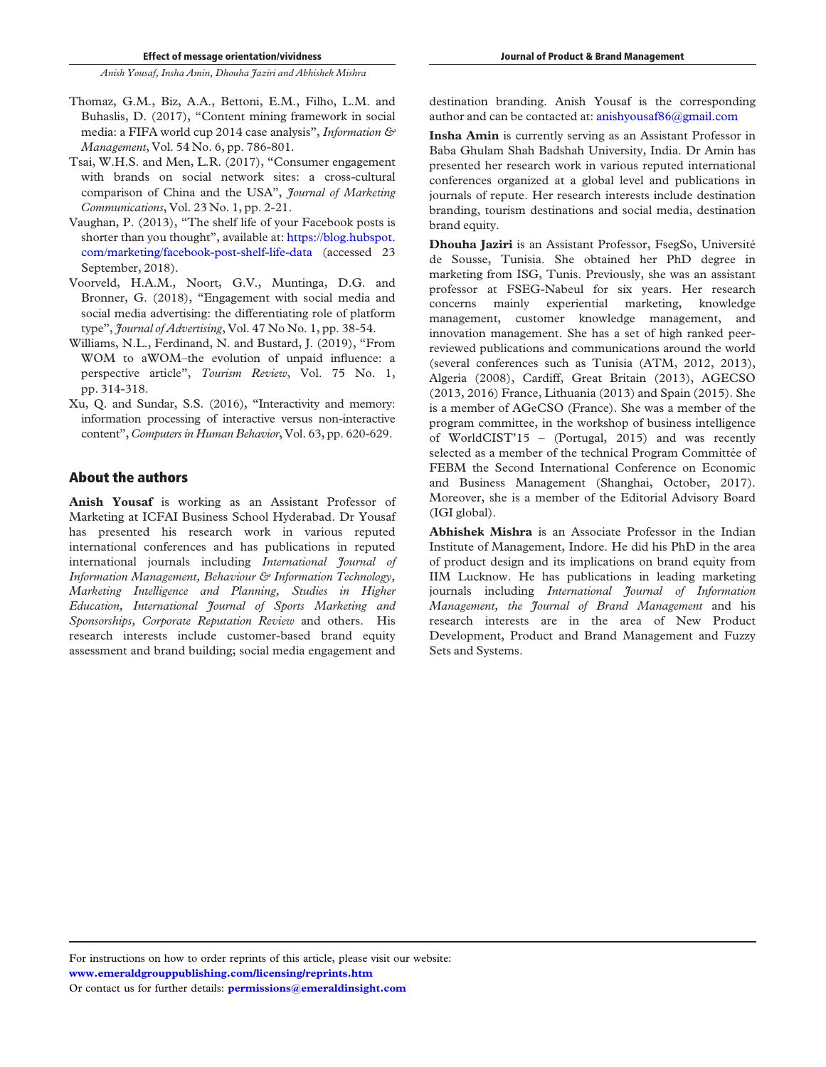Thomaz, G.M., Biz, A.A., Bettoni, E.M., Filho, L.M. and Buhaslis, D. (2017), "Content mining framework in social media: a FIFA world cup 2014 case analysis", *Information & Management*, Vol. 54 No. 6, pp. 786-801.

Tsai, W.H.S. and Men, L.R. (2017), "Consumer engagement with brands on social network sites: a cross-cultural comparison of China and the USA", *Journal of Marketing Communications*, Vol. 23 No. 1, pp. 2-21.

Vaughan, P. (2013), "The shelf life of your Facebook posts is shorter than you thought", available at: https://blog.hubspot.com/marketing/facebook-post-shelf-life-data (accessed 23 September, 2018).

Voorveld, H.A.M., Noort, G.V., Muntinga, D.G. and Bronner, G. (2018), "Engagement with social media and social media advertising: the differentiating role of platform type", *Journal of Advertising*, Vol. 47 No No. 1, pp. 38-54.

Williams, N.L., Ferdinand, N. and Bustard, J. (2019), "From WOM to aWOM–the evolution of unpaid influence: a perspective article", *Tourism Review*, Vol. 75 No. 1, pp. 314-318.

Xu, Q. and Sundar, S.S. (2016), "Interactivity and memory: information processing of interactive versus non-interactive content", *Computers in Human Behavior*, Vol. 63, pp. 620-629.

## About the authors

**Anish Yousaf** is working as an Assistant Professor of Marketing at ICFAI Business School Hyderabad. Dr Yousaf has presented his research work in various reputed international conferences and has publications in reputed international journals including *International Journal of Information Management, Behaviour & Information Technology, Marketing Intelligence and Planning, Studies in Higher Education, International Journal of Sports Marketing and Sponsorships, Corporate Reputation Review* and others. His research interests include customer-based brand equity assessment and brand building; social media engagement and destination branding. Anish Yousaf is the corresponding author and can be contacted at: anishyousaf86@gmail.com

**Insha Amin** is currently serving as an Assistant Professor in Baba Ghulam Shah Badshah University, India. Dr Amin has presented her research work in various reputed international conferences organized at a global level and publications in journals of repute. Her research interests include destination branding, tourism destinations and social media, destination brand equity.

**Dhouha Jaziri** is an Assistant Professor, FsegSo, Université de Sousse, Tunisia. She obtained her PhD degree in marketing from ISG, Tunis. Previously, she was an assistant professor at FSEG-Nabeul for six years. Her research concerns mainly experiential marketing, knowledge management, customer knowledge management, and innovation management. She has a set of high ranked peer-reviewed publications and communications around the world (several conferences such as Tunisia (ATM, 2012, 2013), Algeria (2008), Cardiff, Great Britain (2013), AGECSO (2013, 2016) France, Lithuania (2013) and Spain (2015). She is a member of AGeCSO (France). She was a member of the program committee, in the workshop of business intelligence of WorldCIST'15 – (Portugal, 2015) and was recently selected as a member of the technical Program Committée of FEBM the Second International Conference on Economic and Business Management (Shanghai, October, 2017). Moreover, she is a member of the Editorial Advisory Board (IGI global).

**Abhishek Mishra** is an Associate Professor in the Indian Institute of Management, Indore. He did his PhD in the area of product design and its implications on brand equity from IIM Lucknow. He has publications in leading marketing journals including *International Journal of Information Management, the Journal of Brand Management* and his research interests are in the area of New Product Development, Product and Brand Management and Fuzzy Sets and Systems.

For instructions on how to order reprints of this article, please visit our website:
**www.emeraldgrouppublishing.com/licensing/reprints.htm**
Or contact us for further details: **permissions@emeraldinsight.com**